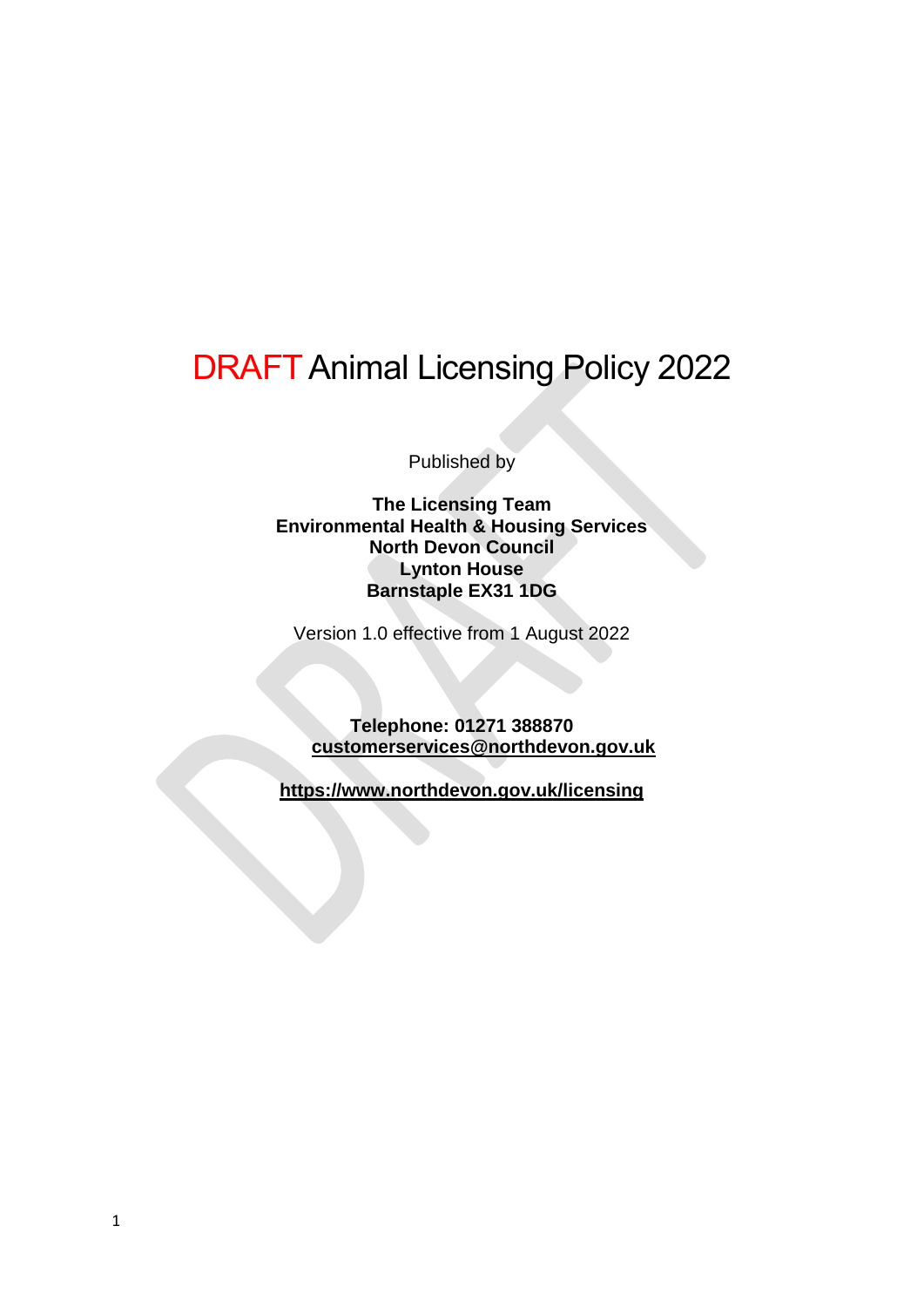# DRAFT Animal Licensing Policy 2022

Published by

**The Licensing Team**
**Environmental Health & Housing Services**
**North Devon Council**
**Lynton House**
**Barnstaple EX31 1DG**

Version 1.0 effective from 1 August 2022

**Telephone: 01271 388870**
**customerservices@northdevon.gov.uk**

**https://www.northdevon.gov.uk/licensing**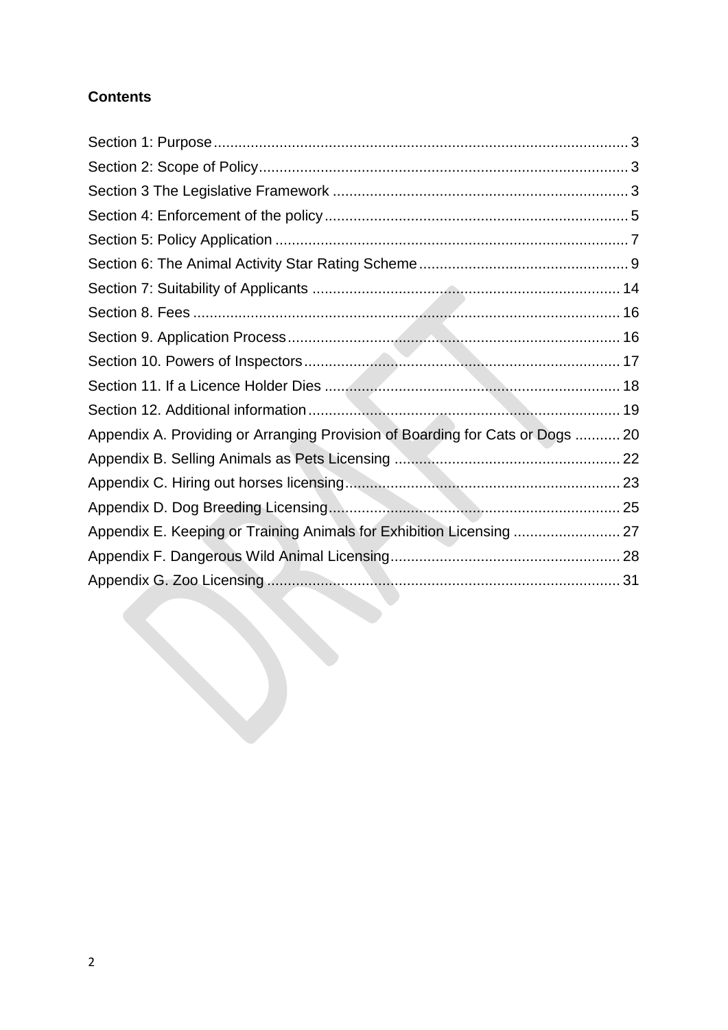**Contents**

Section 1: Purpose .................................................................................................... 3
Section 2: Scope of Policy ......................................................................................... 3
Section 3 The Legislative Framework ....................................................................... 3
Section 4: Enforcement of the policy ......................................................................... 5
Section 5: Policy Application ..................................................................................... 7
Section 6: The Animal Activity Star Rating Scheme ................................................... 9
Section 7: Suitability of Applicants .......................................................................... 14
Section 8. Fees ........................................................................................................ 16
Section 9. Application Process ................................................................................ 16
Section 10. Powers of Inspectors ............................................................................. 17
Section 11. If a Licence Holder Dies ........................................................................ 18
Section 12. Additional information ............................................................................ 19
Appendix A. Providing or Arranging Provision of Boarding for Cats or Dogs ........... 20
Appendix B. Selling Animals as Pets Licensing ....................................................... 22
Appendix C. Hiring out horses licensing ................................................................... 23
Appendix D. Dog Breeding Licensing ....................................................................... 25
Appendix E. Keeping or Training Animals for Exhibition Licensing .......................... 27
Appendix F. Dangerous Wild Animal Licensing ........................................................ 28
Appendix G. Zoo Licensing ...................................................................................... 31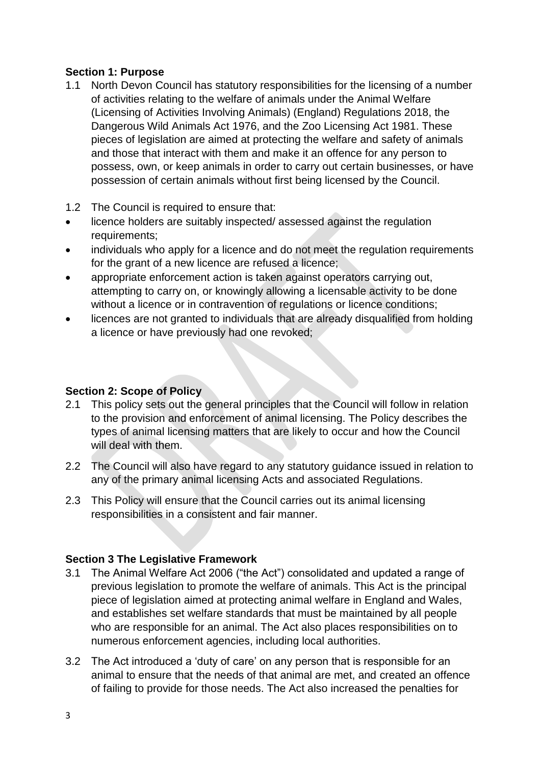### Section 1: Purpose

1.1 North Devon Council has statutory responsibilities for the licensing of a number of activities relating to the welfare of animals under the Animal Welfare (Licensing of Activities Involving Animals) (England) Regulations 2018, the Dangerous Wild Animals Act 1976, and the Zoo Licensing Act 1981. These pieces of legislation are aimed at protecting the welfare and safety of animals and those that interact with them and make it an offence for any person to possess, own, or keep animals in order to carry out certain businesses, or have possession of certain animals without first being licensed by the Council.

1.2 The Council is required to ensure that:

- licence holders are suitably inspected/ assessed against the regulation requirements;
- individuals who apply for a licence and do not meet the regulation requirements for the grant of a new licence are refused a licence;
- appropriate enforcement action is taken against operators carrying out, attempting to carry on, or knowingly allowing a licensable activity to be done without a licence or in contravention of regulations or licence conditions;
- licences are not granted to individuals that are already disqualified from holding a licence or have previously had one revoked;

### Section 2: Scope of Policy

2.1 This policy sets out the general principles that the Council will follow in relation to the provision and enforcement of animal licensing. The Policy describes the types of animal licensing matters that are likely to occur and how the Council will deal with them.

2.2 The Council will also have regard to any statutory guidance issued in relation to any of the primary animal licensing Acts and associated Regulations.

2.3 This Policy will ensure that the Council carries out its animal licensing responsibilities in a consistent and fair manner.

### Section 3 The Legislative Framework

3.1 The Animal Welfare Act 2006 ("the Act") consolidated and updated a range of previous legislation to promote the welfare of animals. This Act is the principal piece of legislation aimed at protecting animal welfare in England and Wales, and establishes set welfare standards that must be maintained by all people who are responsible for an animal. The Act also places responsibilities on to numerous enforcement agencies, including local authorities.

3.2 The Act introduced a 'duty of care' on any person that is responsible for an animal to ensure that the needs of that animal are met, and created an offence of failing to provide for those needs. The Act also increased the penalties for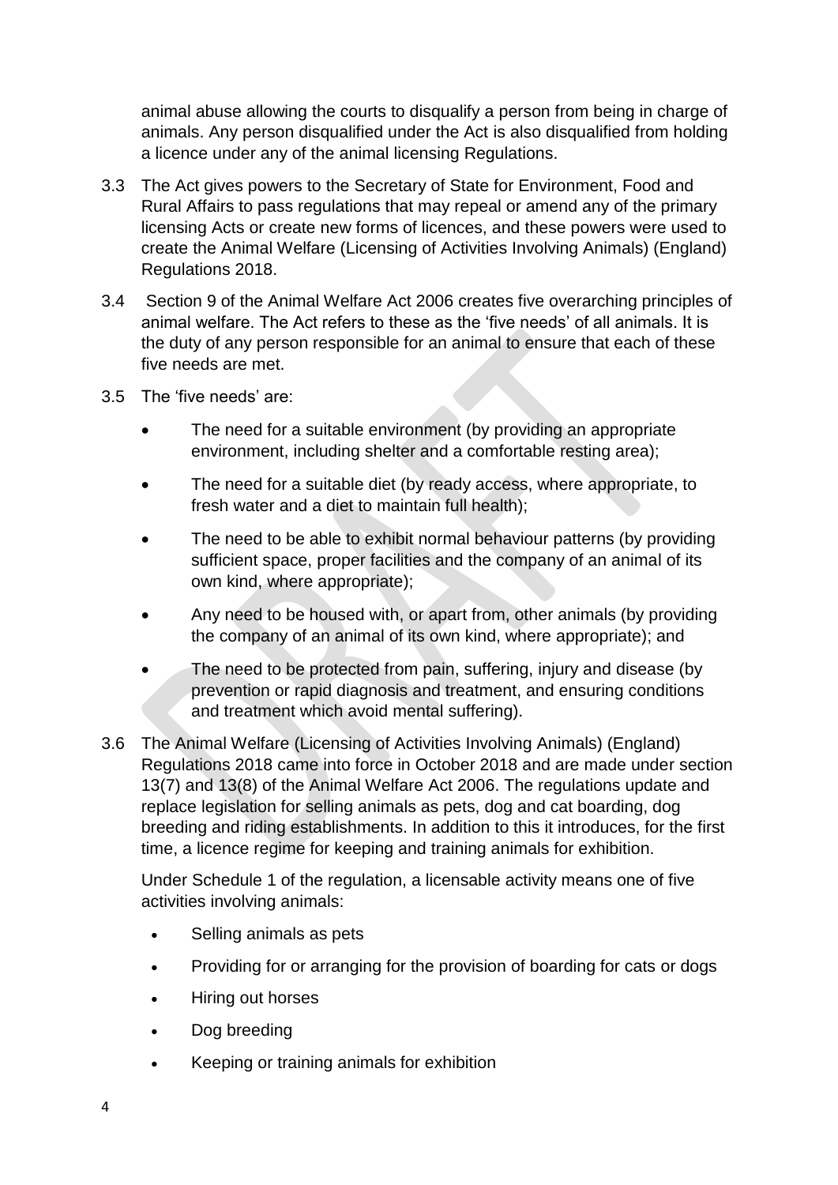animal abuse allowing the courts to disqualify a person from being in charge of animals. Any person disqualified under the Act is also disqualified from holding a licence under any of the animal licensing Regulations.

3.3 The Act gives powers to the Secretary of State for Environment, Food and Rural Affairs to pass regulations that may repeal or amend any of the primary licensing Acts or create new forms of licences, and these powers were used to create the Animal Welfare (Licensing of Activities Involving Animals) (England) Regulations 2018.

3.4 Section 9 of the Animal Welfare Act 2006 creates five overarching principles of animal welfare. The Act refers to these as the 'five needs' of all animals. It is the duty of any person responsible for an animal to ensure that each of these five needs are met.

3.5 The 'five needs' are:

- The need for a suitable environment (by providing an appropriate environment, including shelter and a comfortable resting area);
- The need for a suitable diet (by ready access, where appropriate, to fresh water and a diet to maintain full health);
- The need to be able to exhibit normal behaviour patterns (by providing sufficient space, proper facilities and the company of an animal of its own kind, where appropriate);
- Any need to be housed with, or apart from, other animals (by providing the company of an animal of its own kind, where appropriate); and
- The need to be protected from pain, suffering, injury and disease (by prevention or rapid diagnosis and treatment, and ensuring conditions and treatment which avoid mental suffering).

3.6 The Animal Welfare (Licensing of Activities Involving Animals) (England) Regulations 2018 came into force in October 2018 and are made under section 13(7) and 13(8) of the Animal Welfare Act 2006. The regulations update and replace legislation for selling animals as pets, dog and cat boarding, dog breeding and riding establishments. In addition to this it introduces, for the first time, a licence regime for keeping and training animals for exhibition.

Under Schedule 1 of the regulation, a licensable activity means one of five activities involving animals:

- Selling animals as pets
- Providing for or arranging for the provision of boarding for cats or dogs
- Hiring out horses
- Dog breeding
- Keeping or training animals for exhibition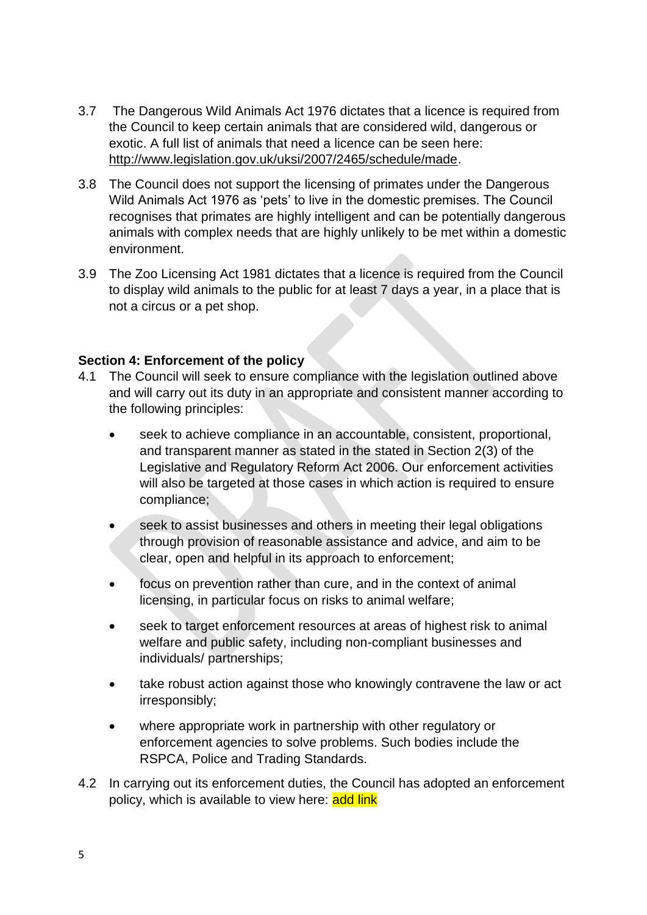3.7 The Dangerous Wild Animals Act 1976 dictates that a licence is required from the Council to keep certain animals that are considered wild, dangerous or exotic. A full list of animals that need a licence can be seen here: http://www.legislation.gov.uk/uksi/2007/2465/schedule/made.

3.8 The Council does not support the licensing of primates under the Dangerous Wild Animals Act 1976 as 'pets' to live in the domestic premises. The Council recognises that primates are highly intelligent and can be potentially dangerous animals with complex needs that are highly unlikely to be met within a domestic environment.

3.9 The Zoo Licensing Act 1981 dictates that a licence is required from the Council to display wild animals to the public for at least 7 days a year, in a place that is not a circus or a pet shop.

**Section 4: Enforcement of the policy**

4.1 The Council will seek to ensure compliance with the legislation outlined above and will carry out its duty in an appropriate and consistent manner according to the following principles:

- seek to achieve compliance in an accountable, consistent, proportional, and transparent manner as stated in the stated in Section 2(3) of the Legislative and Regulatory Reform Act 2006. Our enforcement activities will also be targeted at those cases in which action is required to ensure compliance;
- seek to assist businesses and others in meeting their legal obligations through provision of reasonable assistance and advice, and aim to be clear, open and helpful in its approach to enforcement;
- focus on prevention rather than cure, and in the context of animal licensing, in particular focus on risks to animal welfare;
- seek to target enforcement resources at areas of highest risk to animal welfare and public safety, including non-compliant businesses and individuals/ partnerships;
- take robust action against those who knowingly contravene the law or act irresponsibly;
- where appropriate work in partnership with other regulatory or enforcement agencies to solve problems. Such bodies include the RSPCA, Police and Trading Standards.

4.2 In carrying out its enforcement duties, the Council has adopted an enforcement policy, which is available to view here: add link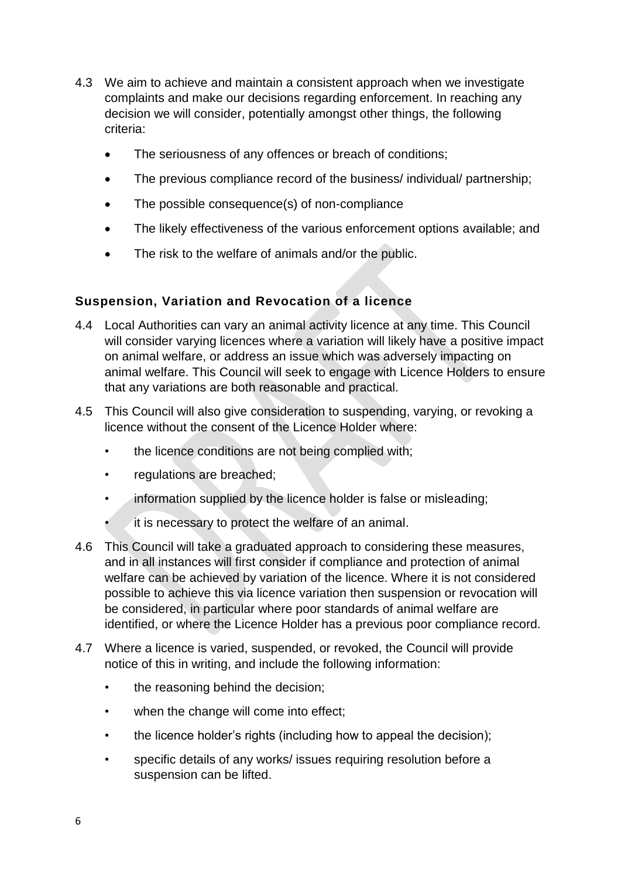4.3 We aim to achieve and maintain a consistent approach when we investigate complaints and make our decisions regarding enforcement. In reaching any decision we will consider, potentially amongst other things, the following criteria:

- The seriousness of any offences or breach of conditions;
- The previous compliance record of the business/ individual/ partnership;
- The possible consequence(s) of non-compliance
- The likely effectiveness of the various enforcement options available; and
- The risk to the welfare of animals and/or the public.

### Suspension, Variation and Revocation of a licence

4.4 Local Authorities can vary an animal activity licence at any time. This Council will consider varying licences where a variation will likely have a positive impact on animal welfare, or address an issue which was adversely impacting on animal welfare. This Council will seek to engage with Licence Holders to ensure that any variations are both reasonable and practical.

4.5 This Council will also give consideration to suspending, varying, or revoking a licence without the consent of the Licence Holder where:

- the licence conditions are not being complied with;
- regulations are breached;
- information supplied by the licence holder is false or misleading;
- it is necessary to protect the welfare of an animal.

4.6 This Council will take a graduated approach to considering these measures, and in all instances will first consider if compliance and protection of animal welfare can be achieved by variation of the licence. Where it is not considered possible to achieve this via licence variation then suspension or revocation will be considered, in particular where poor standards of animal welfare are identified, or where the Licence Holder has a previous poor compliance record.

4.7 Where a licence is varied, suspended, or revoked, the Council will provide notice of this in writing, and include the following information:

- the reasoning behind the decision;
- when the change will come into effect;
- the licence holder's rights (including how to appeal the decision);
- specific details of any works/ issues requiring resolution before a suspension can be lifted.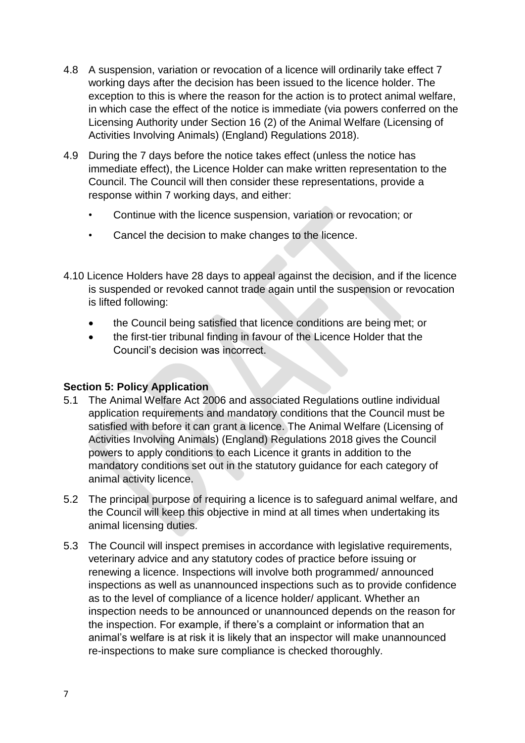4.8 A suspension, variation or revocation of a licence will ordinarily take effect 7 working days after the decision has been issued to the licence holder. The exception to this is where the reason for the action is to protect animal welfare, in which case the effect of the notice is immediate (via powers conferred on the Licensing Authority under Section 16 (2) of the Animal Welfare (Licensing of Activities Involving Animals) (England) Regulations 2018).

4.9 During the 7 days before the notice takes effect (unless the notice has immediate effect), the Licence Holder can make written representation to the Council. The Council will then consider these representations, provide a response within 7 working days, and either:

- Continue with the licence suspension, variation or revocation; or
- Cancel the decision to make changes to the licence.

4.10 Licence Holders have 28 days to appeal against the decision, and if the licence is suspended or revoked cannot trade again until the suspension or revocation is lifted following:

- the Council being satisfied that licence conditions are being met; or
- the first-tier tribunal finding in favour of the Licence Holder that the Council's decision was incorrect.

## Section 5: Policy Application

5.1 The Animal Welfare Act 2006 and associated Regulations outline individual application requirements and mandatory conditions that the Council must be satisfied with before it can grant a licence. The Animal Welfare (Licensing of Activities Involving Animals) (England) Regulations 2018 gives the Council powers to apply conditions to each Licence it grants in addition to the mandatory conditions set out in the statutory guidance for each category of animal activity licence.

5.2 The principal purpose of requiring a licence is to safeguard animal welfare, and the Council will keep this objective in mind at all times when undertaking its animal licensing duties.

5.3 The Council will inspect premises in accordance with legislative requirements, veterinary advice and any statutory codes of practice before issuing or renewing a licence. Inspections will involve both programmed/ announced inspections as well as unannounced inspections such as to provide confidence as to the level of compliance of a licence holder/ applicant. Whether an inspection needs to be announced or unannounced depends on the reason for the inspection. For example, if there's a complaint or information that an animal's welfare is at risk it is likely that an inspector will make unannounced re-inspections to make sure compliance is checked thoroughly.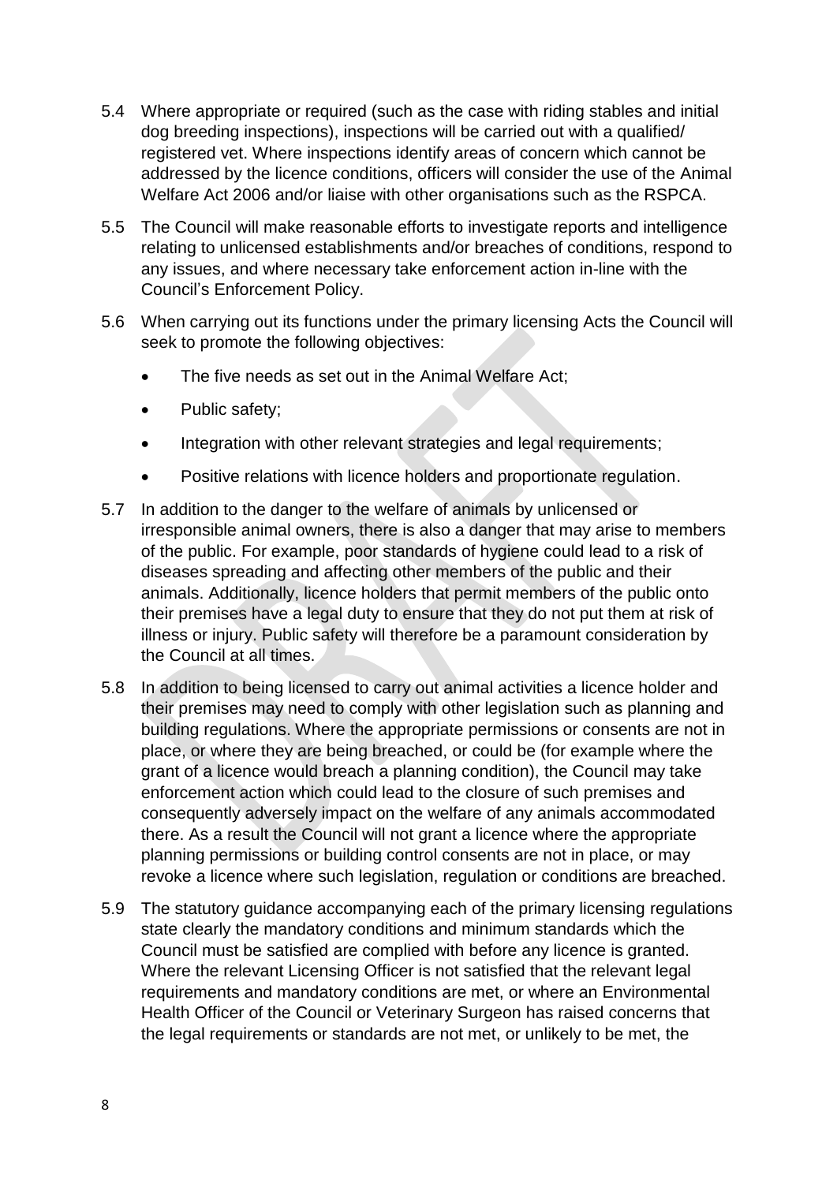5.4 Where appropriate or required (such as the case with riding stables and initial dog breeding inspections), inspections will be carried out with a qualified/ registered vet. Where inspections identify areas of concern which cannot be addressed by the licence conditions, officers will consider the use of the Animal Welfare Act 2006 and/or liaise with other organisations such as the RSPCA.

5.5 The Council will make reasonable efforts to investigate reports and intelligence relating to unlicensed establishments and/or breaches of conditions, respond to any issues, and where necessary take enforcement action in-line with the Council's Enforcement Policy.

5.6 When carrying out its functions under the primary licensing Acts the Council will seek to promote the following objectives:

- The five needs as set out in the Animal Welfare Act;
- Public safety;
- Integration with other relevant strategies and legal requirements;
- Positive relations with licence holders and proportionate regulation.

5.7 In addition to the danger to the welfare of animals by unlicensed or irresponsible animal owners, there is also a danger that may arise to members of the public. For example, poor standards of hygiene could lead to a risk of diseases spreading and affecting other members of the public and their animals. Additionally, licence holders that permit members of the public onto their premises have a legal duty to ensure that they do not put them at risk of illness or injury. Public safety will therefore be a paramount consideration by the Council at all times.

5.8 In addition to being licensed to carry out animal activities a licence holder and their premises may need to comply with other legislation such as planning and building regulations. Where the appropriate permissions or consents are not in place, or where they are being breached, or could be (for example where the grant of a licence would breach a planning condition), the Council may take enforcement action which could lead to the closure of such premises and consequently adversely impact on the welfare of any animals accommodated there. As a result the Council will not grant a licence where the appropriate planning permissions or building control consents are not in place, or may revoke a licence where such legislation, regulation or conditions are breached.

5.9 The statutory guidance accompanying each of the primary licensing regulations state clearly the mandatory conditions and minimum standards which the Council must be satisfied are complied with before any licence is granted. Where the relevant Licensing Officer is not satisfied that the relevant legal requirements and mandatory conditions are met, or where an Environmental Health Officer of the Council or Veterinary Surgeon has raised concerns that the legal requirements or standards are not met, or unlikely to be met, the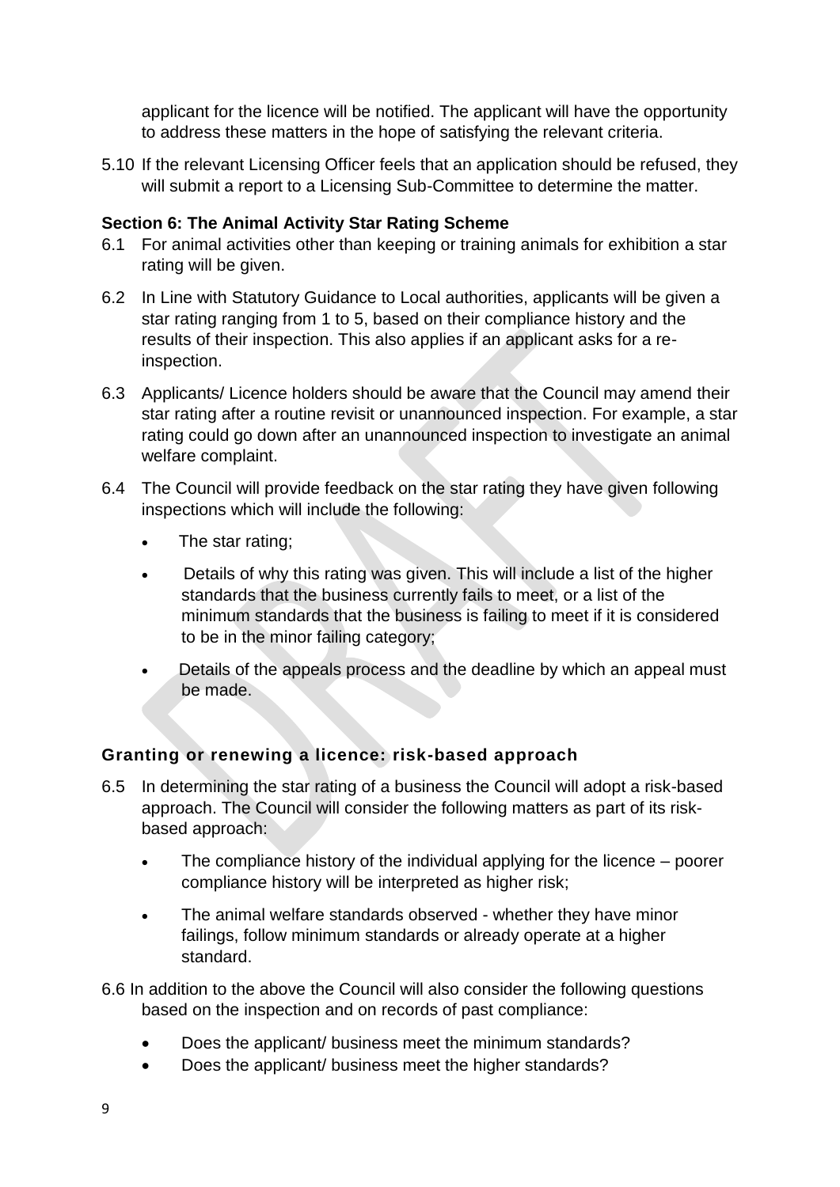applicant for the licence will be notified. The applicant will have the opportunity to address these matters in the hope of satisfying the relevant criteria.

5.10 If the relevant Licensing Officer feels that an application should be refused, they will submit a report to a Licensing Sub-Committee to determine the matter.

### Section 6: The Animal Activity Star Rating Scheme

6.1 For animal activities other than keeping or training animals for exhibition a star rating will be given.

6.2 In Line with Statutory Guidance to Local authorities, applicants will be given a star rating ranging from 1 to 5, based on their compliance history and the results of their inspection. This also applies if an applicant asks for a re-inspection.

6.3 Applicants/ Licence holders should be aware that the Council may amend their star rating after a routine revisit or unannounced inspection. For example, a star rating could go down after an unannounced inspection to investigate an animal welfare complaint.

6.4 The Council will provide feedback on the star rating they have given following inspections which will include the following:

- The star rating;
- Details of why this rating was given. This will include a list of the higher standards that the business currently fails to meet, or a list of the minimum standards that the business is failing to meet if it is considered to be in the minor failing category;
- Details of the appeals process and the deadline by which an appeal must be made.

### Granting or renewing a licence: risk-based approach

6.5 In determining the star rating of a business the Council will adopt a risk-based approach. The Council will consider the following matters as part of its risk-based approach:

- The compliance history of the individual applying for the licence – poorer compliance history will be interpreted as higher risk;
- The animal welfare standards observed - whether they have minor failings, follow minimum standards or already operate at a higher standard.

6.6 In addition to the above the Council will also consider the following questions based on the inspection and on records of past compliance:

- Does the applicant/ business meet the minimum standards?
- Does the applicant/ business meet the higher standards?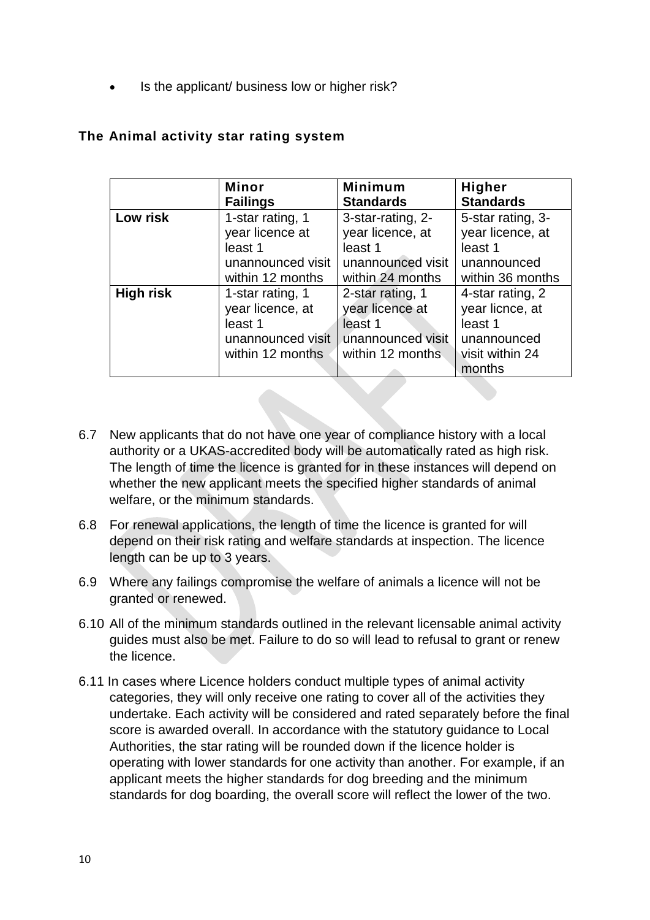- Is the applicant/ business low or higher risk?

### The Animal activity star rating system

| | Minor Failings | Minimum Standards | Higher Standards |
|---|---|---|---|
| **Low risk** | 1-star rating, 1 year licence at least 1 unannounced visit within 12 months | 3-star-rating, 2-year licence, at least 1 unannounced visit within 24 months | 5-star rating, 3-year licence, at least 1 unannounced within 36 months |
| **High risk** | 1-star rating, 1 year licence, at least 1 unannounced visit within 12 months | 2-star rating, 1 year licence at least 1 unannounced visit within 12 months | 4-star rating, 2 year licnce, at least 1 unannounced visit within 24 months |

6.7 New applicants that do not have one year of compliance history with a local authority or a UKAS-accredited body will be automatically rated as high risk. The length of time the licence is granted for in these instances will depend on whether the new applicant meets the specified higher standards of animal welfare, or the minimum standards.

6.8 For renewal applications, the length of time the licence is granted for will depend on their risk rating and welfare standards at inspection. The licence length can be up to 3 years.

6.9 Where any failings compromise the welfare of animals a licence will not be granted or renewed.

6.10 All of the minimum standards outlined in the relevant licensable animal activity guides must also be met. Failure to do so will lead to refusal to grant or renew the licence.

6.11 In cases where Licence holders conduct multiple types of animal activity categories, they will only receive one rating to cover all of the activities they undertake. Each activity will be considered and rated separately before the final score is awarded overall. In accordance with the statutory guidance to Local Authorities, the star rating will be rounded down if the licence holder is operating with lower standards for one activity than another. For example, if an applicant meets the higher standards for dog breeding and the minimum standards for dog boarding, the overall score will reflect the lower of the two.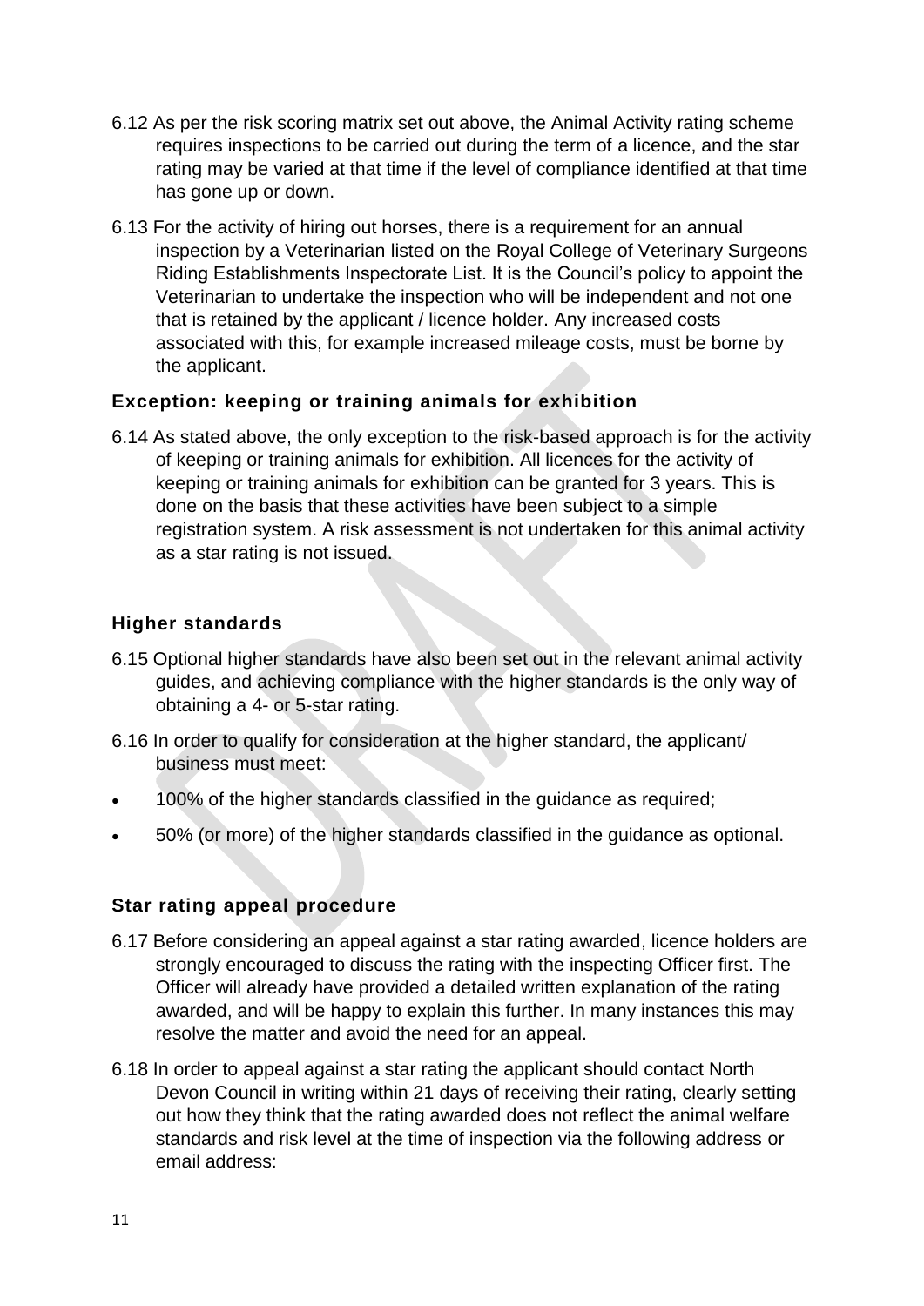6.12 As per the risk scoring matrix set out above, the Animal Activity rating scheme requires inspections to be carried out during the term of a licence, and the star rating may be varied at that time if the level of compliance identified at that time has gone up or down.

6.13 For the activity of hiring out horses, there is a requirement for an annual inspection by a Veterinarian listed on the Royal College of Veterinary Surgeons Riding Establishments Inspectorate List. It is the Council's policy to appoint the Veterinarian to undertake the inspection who will be independent and not one that is retained by the applicant / licence holder. Any increased costs associated with this, for example increased mileage costs, must be borne by the applicant.

### Exception: keeping or training animals for exhibition

6.14 As stated above, the only exception to the risk-based approach is for the activity of keeping or training animals for exhibition. All licences for the activity of keeping or training animals for exhibition can be granted for 3 years. This is done on the basis that these activities have been subject to a simple registration system. A risk assessment is not undertaken for this animal activity as a star rating is not issued.

### Higher standards

6.15 Optional higher standards have also been set out in the relevant animal activity guides, and achieving compliance with the higher standards is the only way of obtaining a 4- or 5-star rating.

6.16 In order to qualify for consideration at the higher standard, the applicant/ business must meet:

- 100% of the higher standards classified in the guidance as required;
- 50% (or more) of the higher standards classified in the guidance as optional.

### Star rating appeal procedure

6.17 Before considering an appeal against a star rating awarded, licence holders are strongly encouraged to discuss the rating with the inspecting Officer first. The Officer will already have provided a detailed written explanation of the rating awarded, and will be happy to explain this further. In many instances this may resolve the matter and avoid the need for an appeal.

6.18 In order to appeal against a star rating the applicant should contact North Devon Council in writing within 21 days of receiving their rating, clearly setting out how they think that the rating awarded does not reflect the animal welfare standards and risk level at the time of inspection via the following address or email address: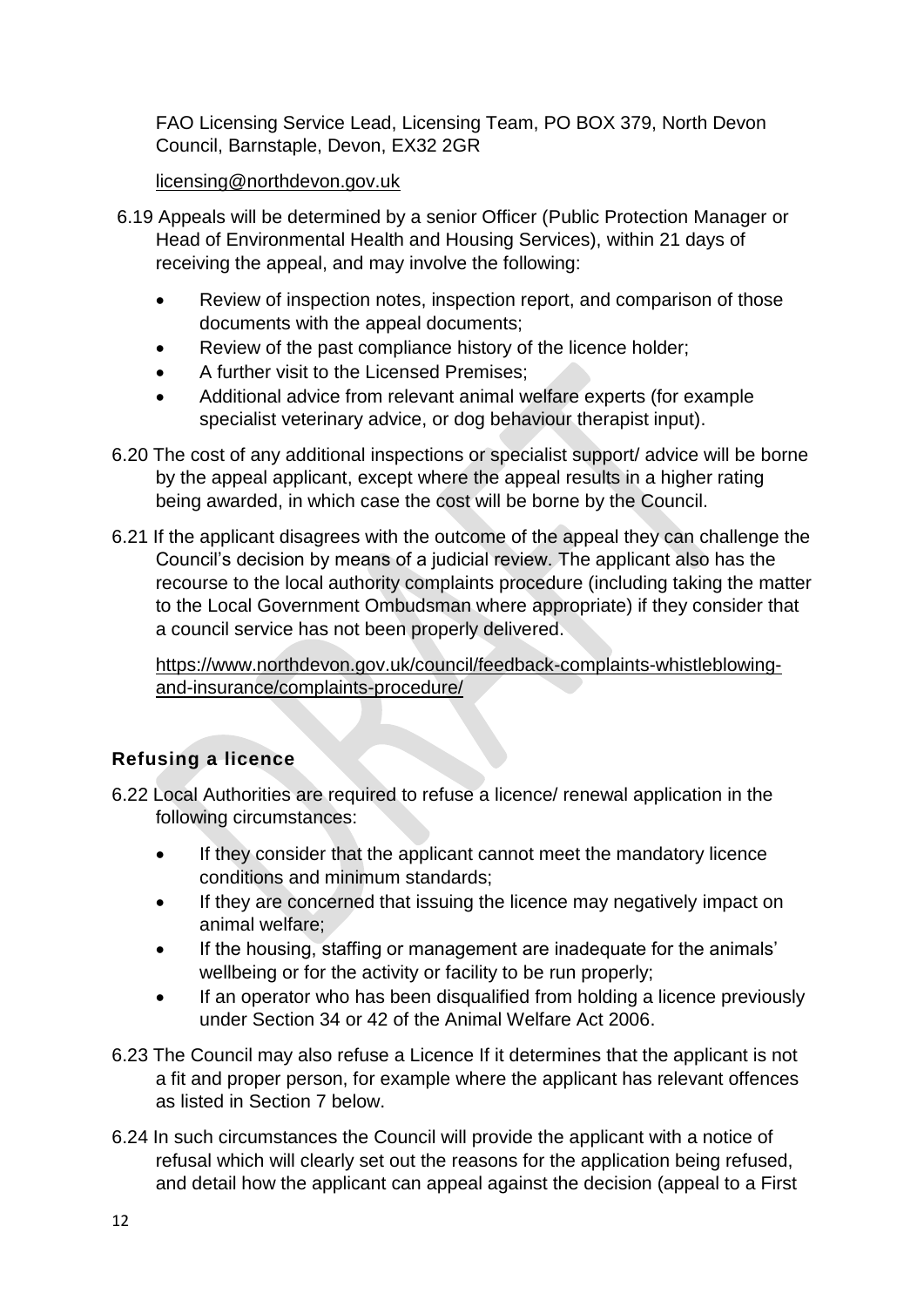FAO Licensing Service Lead, Licensing Team, PO BOX 379, North Devon Council, Barnstaple, Devon, EX32 2GR

licensing@northdevon.gov.uk

6.19 Appeals will be determined by a senior Officer (Public Protection Manager or Head of Environmental Health and Housing Services), within 21 days of receiving the appeal, and may involve the following:

- Review of inspection notes, inspection report, and comparison of those documents with the appeal documents;
- Review of the past compliance history of the licence holder;
- A further visit to the Licensed Premises;
- Additional advice from relevant animal welfare experts (for example specialist veterinary advice, or dog behaviour therapist input).

6.20 The cost of any additional inspections or specialist support/ advice will be borne by the appeal applicant, except where the appeal results in a higher rating being awarded, in which case the cost will be borne by the Council.

6.21 If the applicant disagrees with the outcome of the appeal they can challenge the Council's decision by means of a judicial review. The applicant also has the recourse to the local authority complaints procedure (including taking the matter to the Local Government Ombudsman where appropriate) if they consider that a council service has not been properly delivered.

https://www.northdevon.gov.uk/council/feedback-complaints-whistleblowing-and-insurance/complaints-procedure/

### Refusing a licence

6.22 Local Authorities are required to refuse a licence/ renewal application in the following circumstances:

- If they consider that the applicant cannot meet the mandatory licence conditions and minimum standards;
- If they are concerned that issuing the licence may negatively impact on animal welfare;
- If the housing, staffing or management are inadequate for the animals' wellbeing or for the activity or facility to be run properly;
- If an operator who has been disqualified from holding a licence previously under Section 34 or 42 of the Animal Welfare Act 2006.

6.23 The Council may also refuse a Licence If it determines that the applicant is not a fit and proper person, for example where the applicant has relevant offences as listed in Section 7 below.

6.24 In such circumstances the Council will provide the applicant with a notice of refusal which will clearly set out the reasons for the application being refused, and detail how the applicant can appeal against the decision (appeal to a First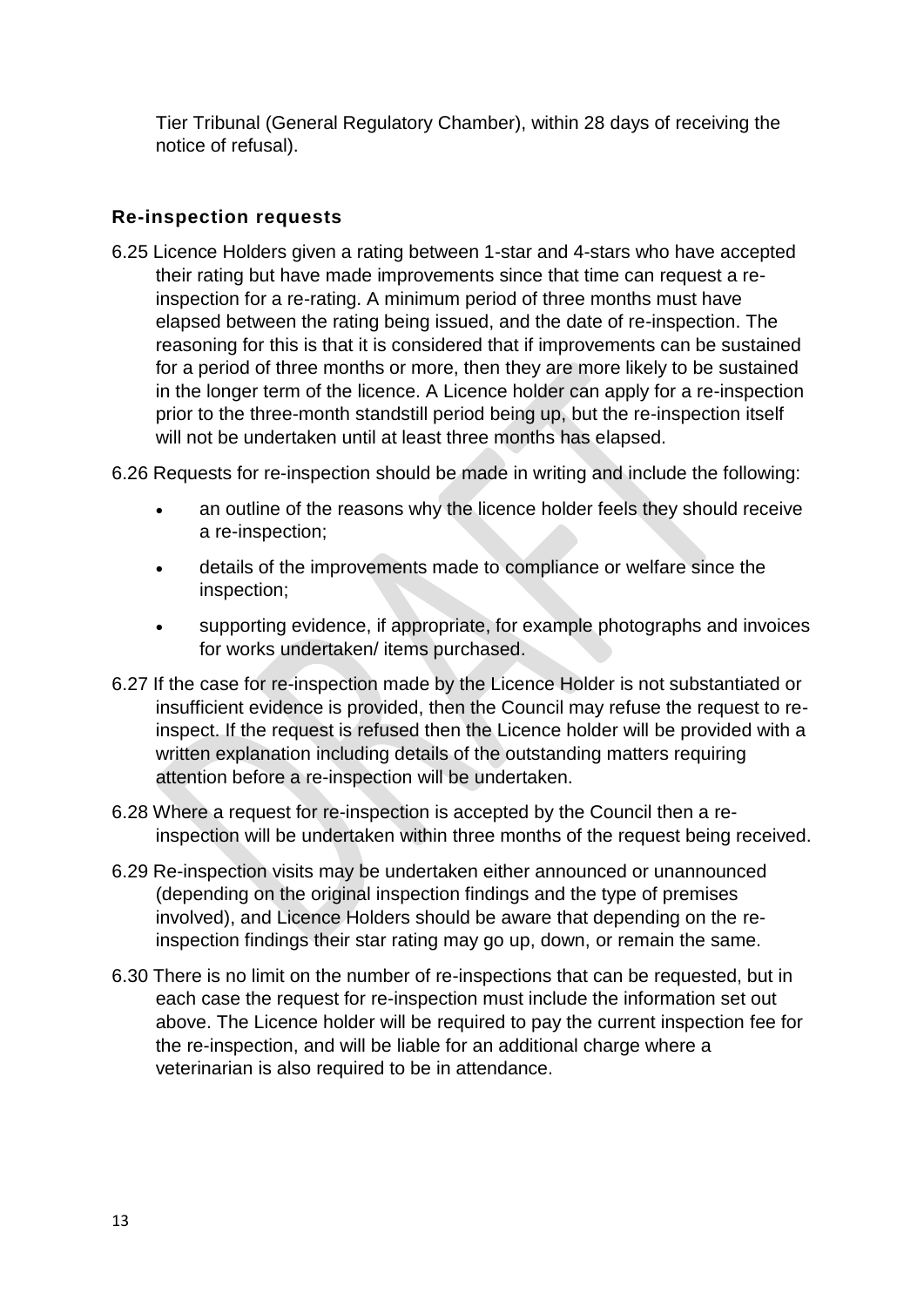Tier Tribunal (General Regulatory Chamber), within 28 days of receiving the notice of refusal).

### Re-inspection requests

6.25 Licence Holders given a rating between 1-star and 4-stars who have accepted their rating but have made improvements since that time can request a re-inspection for a re-rating. A minimum period of three months must have elapsed between the rating being issued, and the date of re-inspection. The reasoning for this is that it is considered that if improvements can be sustained for a period of three months or more, then they are more likely to be sustained in the longer term of the licence. A Licence holder can apply for a re-inspection prior to the three-month standstill period being up, but the re-inspection itself will not be undertaken until at least three months has elapsed.

6.26 Requests for re-inspection should be made in writing and include the following:

- an outline of the reasons why the licence holder feels they should receive a re-inspection;
- details of the improvements made to compliance or welfare since the inspection;
- supporting evidence, if appropriate, for example photographs and invoices for works undertaken/ items purchased.

6.27 If the case for re-inspection made by the Licence Holder is not substantiated or insufficient evidence is provided, then the Council may refuse the request to re-inspect. If the request is refused then the Licence holder will be provided with a written explanation including details of the outstanding matters requiring attention before a re-inspection will be undertaken.

6.28 Where a request for re-inspection is accepted by the Council then a re-inspection will be undertaken within three months of the request being received.

6.29 Re-inspection visits may be undertaken either announced or unannounced (depending on the original inspection findings and the type of premises involved), and Licence Holders should be aware that depending on the re-inspection findings their star rating may go up, down, or remain the same.

6.30 There is no limit on the number of re-inspections that can be requested, but in each case the request for re-inspection must include the information set out above. The Licence holder will be required to pay the current inspection fee for the re-inspection, and will be liable for an additional charge where a veterinarian is also required to be in attendance.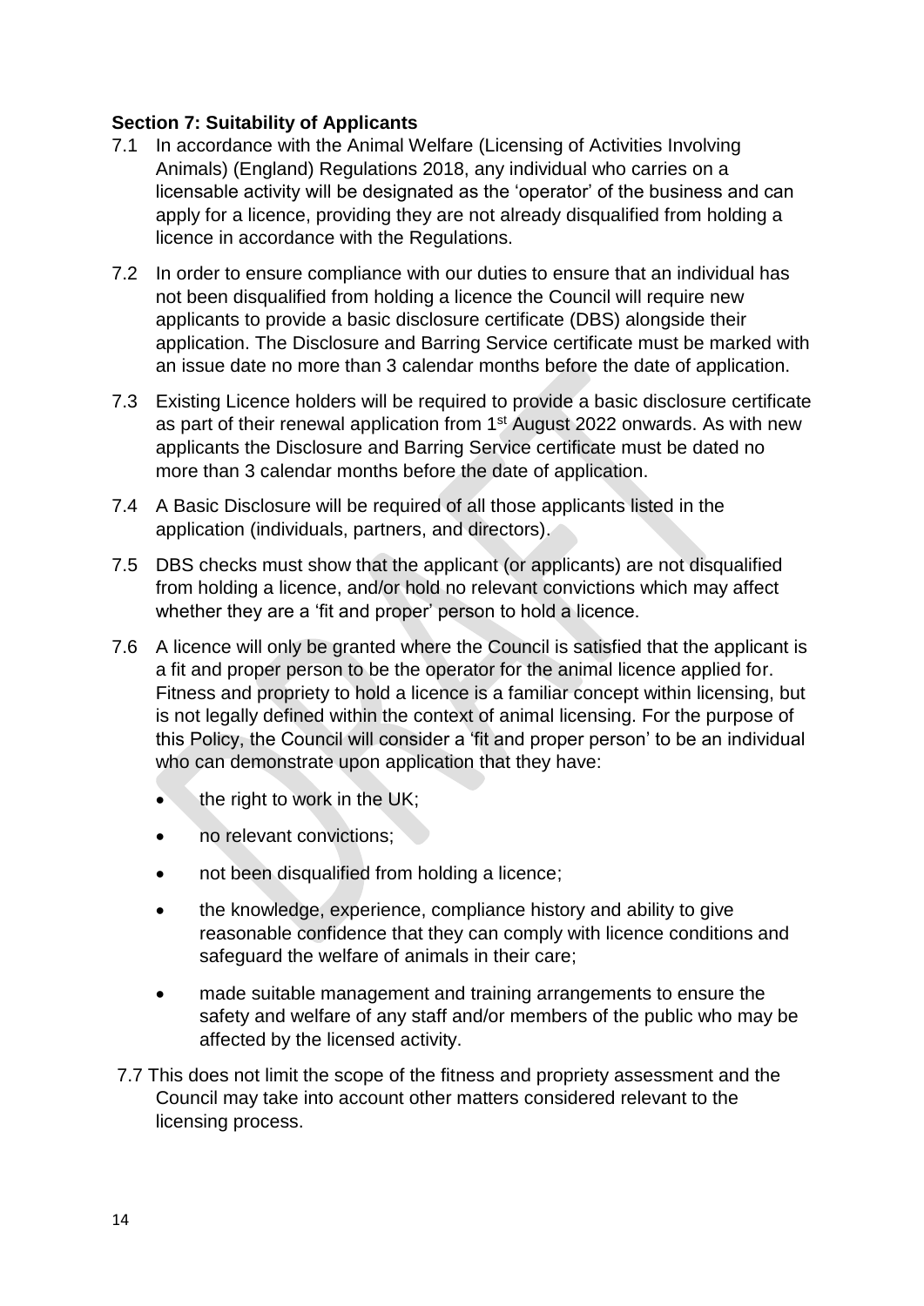**Section 7: Suitability of Applicants**

7.1 In accordance with the Animal Welfare (Licensing of Activities Involving Animals) (England) Regulations 2018, any individual who carries on a licensable activity will be designated as the 'operator' of the business and can apply for a licence, providing they are not already disqualified from holding a licence in accordance with the Regulations.

7.2 In order to ensure compliance with our duties to ensure that an individual has not been disqualified from holding a licence the Council will require new applicants to provide a basic disclosure certificate (DBS) alongside their application. The Disclosure and Barring Service certificate must be marked with an issue date no more than 3 calendar months before the date of application.

7.3 Existing Licence holders will be required to provide a basic disclosure certificate as part of their renewal application from 1st August 2022 onwards. As with new applicants the Disclosure and Barring Service certificate must be dated no more than 3 calendar months before the date of application.

7.4 A Basic Disclosure will be required of all those applicants listed in the application (individuals, partners, and directors).

7.5 DBS checks must show that the applicant (or applicants) are not disqualified from holding a licence, and/or hold no relevant convictions which may affect whether they are a 'fit and proper' person to hold a licence.

7.6 A licence will only be granted where the Council is satisfied that the applicant is a fit and proper person to be the operator for the animal licence applied for. Fitness and propriety to hold a licence is a familiar concept within licensing, but is not legally defined within the context of animal licensing. For the purpose of this Policy, the Council will consider a 'fit and proper person' to be an individual who can demonstrate upon application that they have:

- the right to work in the UK;
- no relevant convictions;
- not been disqualified from holding a licence;
- the knowledge, experience, compliance history and ability to give reasonable confidence that they can comply with licence conditions and safeguard the welfare of animals in their care;
- made suitable management and training arrangements to ensure the safety and welfare of any staff and/or members of the public who may be affected by the licensed activity.

7.7 This does not limit the scope of the fitness and propriety assessment and the Council may take into account other matters considered relevant to the licensing process.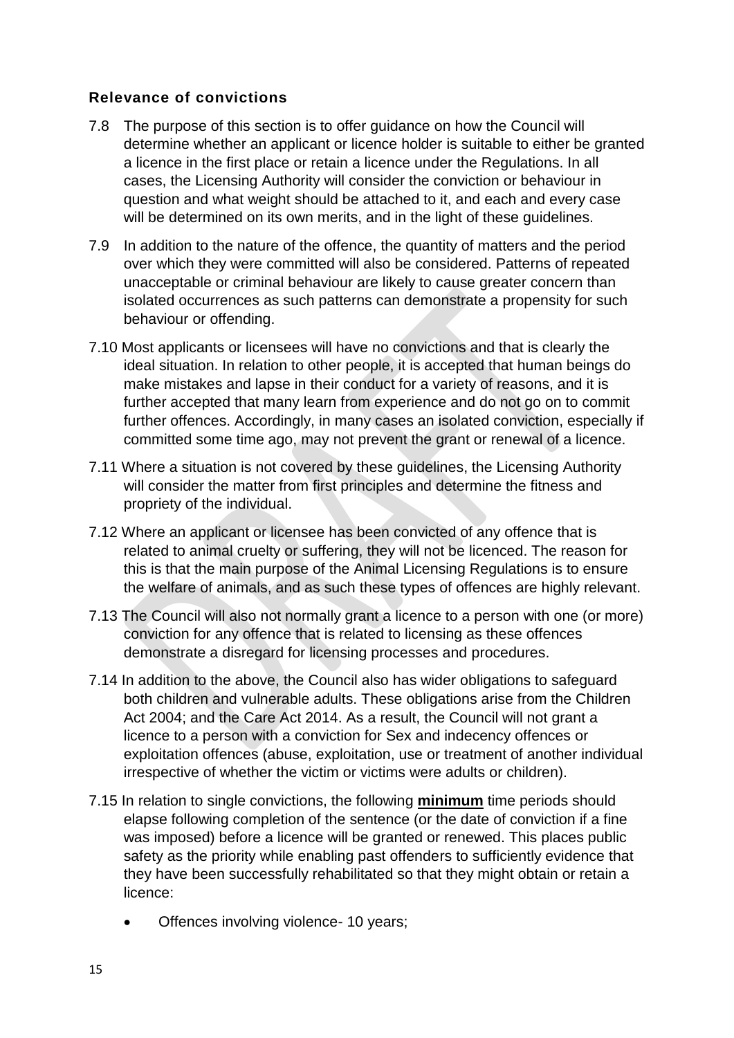### Relevance of convictions

7.8 The purpose of this section is to offer guidance on how the Council will determine whether an applicant or licence holder is suitable to either be granted a licence in the first place or retain a licence under the Regulations. In all cases, the Licensing Authority will consider the conviction or behaviour in question and what weight should be attached to it, and each and every case will be determined on its own merits, and in the light of these guidelines.

7.9 In addition to the nature of the offence, the quantity of matters and the period over which they were committed will also be considered. Patterns of repeated unacceptable or criminal behaviour are likely to cause greater concern than isolated occurrences as such patterns can demonstrate a propensity for such behaviour or offending.

7.10 Most applicants or licensees will have no convictions and that is clearly the ideal situation. In relation to other people, it is accepted that human beings do make mistakes and lapse in their conduct for a variety of reasons, and it is further accepted that many learn from experience and do not go on to commit further offences. Accordingly, in many cases an isolated conviction, especially if committed some time ago, may not prevent the grant or renewal of a licence.

7.11 Where a situation is not covered by these guidelines, the Licensing Authority will consider the matter from first principles and determine the fitness and propriety of the individual.

7.12 Where an applicant or licensee has been convicted of any offence that is related to animal cruelty or suffering, they will not be licenced. The reason for this is that the main purpose of the Animal Licensing Regulations is to ensure the welfare of animals, and as such these types of offences are highly relevant.

7.13 The Council will also not normally grant a licence to a person with one (or more) conviction for any offence that is related to licensing as these offences demonstrate a disregard for licensing processes and procedures.

7.14 In addition to the above, the Council also has wider obligations to safeguard both children and vulnerable adults. These obligations arise from the Children Act 2004; and the Care Act 2014. As a result, the Council will not grant a licence to a person with a conviction for Sex and indecency offences or exploitation offences (abuse, exploitation, use or treatment of another individual irrespective of whether the victim or victims were adults or children).

7.15 In relation to single convictions, the following **minimum** time periods should elapse following completion of the sentence (or the date of conviction if a fine was imposed) before a licence will be granted or renewed. This places public safety as the priority while enabling past offenders to sufficiently evidence that they have been successfully rehabilitated so that they might obtain or retain a licence:

- Offences involving violence- 10 years;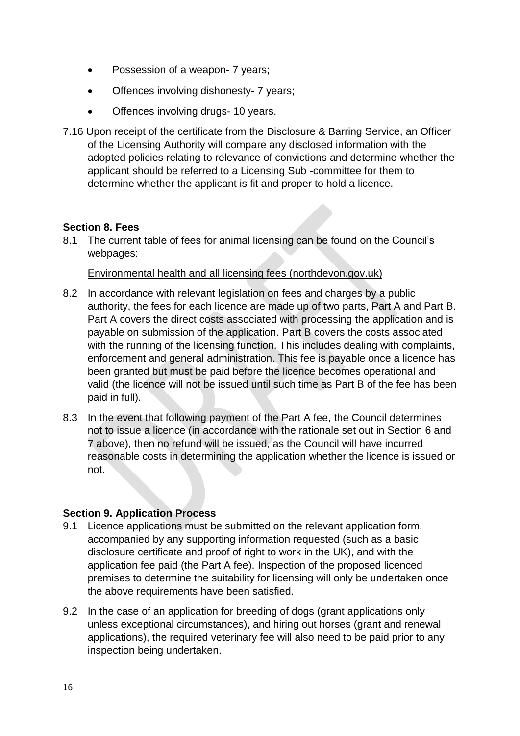- Possession of a weapon- 7 years;
- Offences involving dishonesty- 7 years;
- Offences involving drugs- 10 years.

7.16 Upon receipt of the certificate from the Disclosure & Barring Service, an Officer of the Licensing Authority will compare any disclosed information with the adopted policies relating to relevance of convictions and determine whether the applicant should be referred to a Licensing Sub -committee for them to determine whether the applicant is fit and proper to hold a licence.

## Section 8. Fees

8.1 The current table of fees for animal licensing can be found on the Council's webpages:

Environmental health and all licensing fees (northdevon.gov.uk)

8.2 In accordance with relevant legislation on fees and charges by a public authority, the fees for each licence are made up of two parts, Part A and Part B. Part A covers the direct costs associated with processing the application and is payable on submission of the application. Part B covers the costs associated with the running of the licensing function. This includes dealing with complaints, enforcement and general administration. This fee is payable once a licence has been granted but must be paid before the licence becomes operational and valid (the licence will not be issued until such time as Part B of the fee has been paid in full).

8.3 In the event that following payment of the Part A fee, the Council determines not to issue a licence (in accordance with the rationale set out in Section 6 and 7 above), then no refund will be issued, as the Council will have incurred reasonable costs in determining the application whether the licence is issued or not.

## Section 9. Application Process

9.1 Licence applications must be submitted on the relevant application form, accompanied by any supporting information requested (such as a basic disclosure certificate and proof of right to work in the UK), and with the application fee paid (the Part A fee). Inspection of the proposed licenced premises to determine the suitability for licensing will only be undertaken once the above requirements have been satisfied.

9.2 In the case of an application for breeding of dogs (grant applications only unless exceptional circumstances), and hiring out horses (grant and renewal applications), the required veterinary fee will also need to be paid prior to any inspection being undertaken.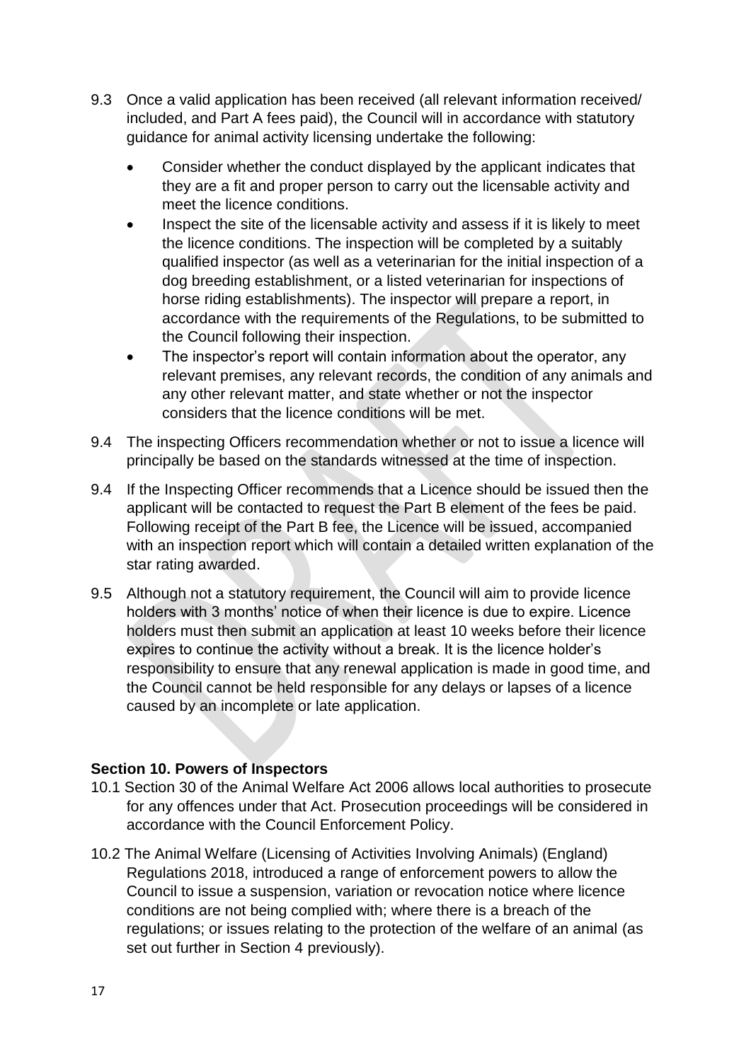9.3 Once a valid application has been received (all relevant information received/ included, and Part A fees paid), the Council will in accordance with statutory guidance for animal activity licensing undertake the following:

- Consider whether the conduct displayed by the applicant indicates that they are a fit and proper person to carry out the licensable activity and meet the licence conditions.
- Inspect the site of the licensable activity and assess if it is likely to meet the licence conditions. The inspection will be completed by a suitably qualified inspector (as well as a veterinarian for the initial inspection of a dog breeding establishment, or a listed veterinarian for inspections of horse riding establishments). The inspector will prepare a report, in accordance with the requirements of the Regulations, to be submitted to the Council following their inspection.
- The inspector's report will contain information about the operator, any relevant premises, any relevant records, the condition of any animals and any other relevant matter, and state whether or not the inspector considers that the licence conditions will be met.

9.4 The inspecting Officers recommendation whether or not to issue a licence will principally be based on the standards witnessed at the time of inspection.

9.4 If the Inspecting Officer recommends that a Licence should be issued then the applicant will be contacted to request the Part B element of the fees be paid. Following receipt of the Part B fee, the Licence will be issued, accompanied with an inspection report which will contain a detailed written explanation of the star rating awarded.

9.5 Although not a statutory requirement, the Council will aim to provide licence holders with 3 months' notice of when their licence is due to expire. Licence holders must then submit an application at least 10 weeks before their licence expires to continue the activity without a break. It is the licence holder's responsibility to ensure that any renewal application is made in good time, and the Council cannot be held responsible for any delays or lapses of a licence caused by an incomplete or late application.

**Section 10. Powers of Inspectors**

10.1 Section 30 of the Animal Welfare Act 2006 allows local authorities to prosecute for any offences under that Act. Prosecution proceedings will be considered in accordance with the Council Enforcement Policy.

10.2 The Animal Welfare (Licensing of Activities Involving Animals) (England) Regulations 2018, introduced a range of enforcement powers to allow the Council to issue a suspension, variation or revocation notice where licence conditions are not being complied with; where there is a breach of the regulations; or issues relating to the protection of the welfare of an animal (as set out further in Section 4 previously).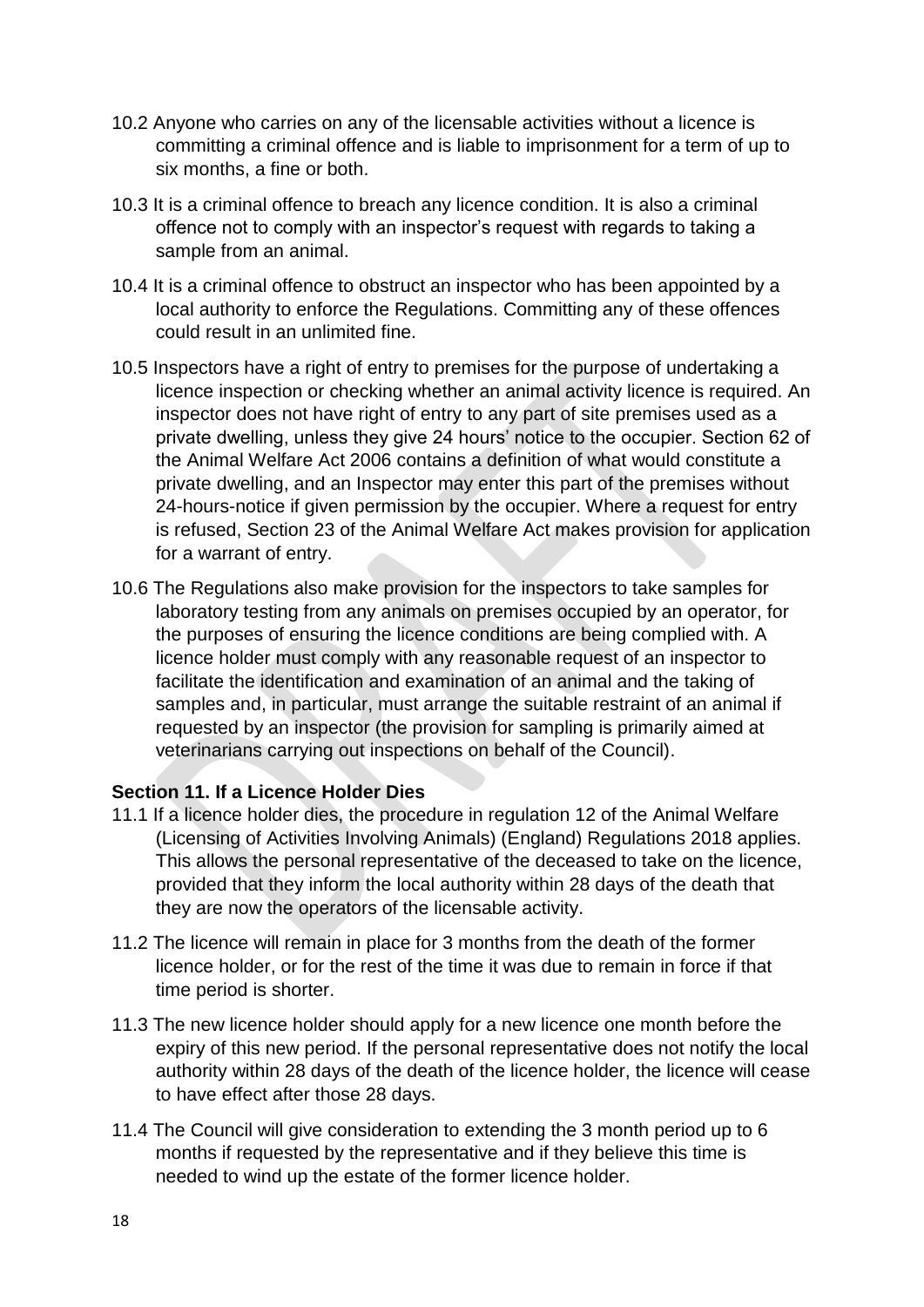10.2 Anyone who carries on any of the licensable activities without a licence is committing a criminal offence and is liable to imprisonment for a term of up to six months, a fine or both.

10.3 It is a criminal offence to breach any licence condition. It is also a criminal offence not to comply with an inspector's request with regards to taking a sample from an animal.

10.4 It is a criminal offence to obstruct an inspector who has been appointed by a local authority to enforce the Regulations. Committing any of these offences could result in an unlimited fine.

10.5 Inspectors have a right of entry to premises for the purpose of undertaking a licence inspection or checking whether an animal activity licence is required. An inspector does not have right of entry to any part of site premises used as a private dwelling, unless they give 24 hours' notice to the occupier. Section 62 of the Animal Welfare Act 2006 contains a definition of what would constitute a private dwelling, and an Inspector may enter this part of the premises without 24-hours-notice if given permission by the occupier. Where a request for entry is refused, Section 23 of the Animal Welfare Act makes provision for application for a warrant of entry.

10.6 The Regulations also make provision for the inspectors to take samples for laboratory testing from any animals on premises occupied by an operator, for the purposes of ensuring the licence conditions are being complied with. A licence holder must comply with any reasonable request of an inspector to facilitate the identification and examination of an animal and the taking of samples and, in particular, must arrange the suitable restraint of an animal if requested by an inspector (the provision for sampling is primarily aimed at veterinarians carrying out inspections on behalf of the Council).

**Section 11. If a Licence Holder Dies**

11.1 If a licence holder dies, the procedure in regulation 12 of the Animal Welfare (Licensing of Activities Involving Animals) (England) Regulations 2018 applies. This allows the personal representative of the deceased to take on the licence, provided that they inform the local authority within 28 days of the death that they are now the operators of the licensable activity.

11.2 The licence will remain in place for 3 months from the death of the former licence holder, or for the rest of the time it was due to remain in force if that time period is shorter.

11.3 The new licence holder should apply for a new licence one month before the expiry of this new period. If the personal representative does not notify the local authority within 28 days of the death of the licence holder, the licence will cease to have effect after those 28 days.

11.4 The Council will give consideration to extending the 3 month period up to 6 months if requested by the representative and if they believe this time is needed to wind up the estate of the former licence holder.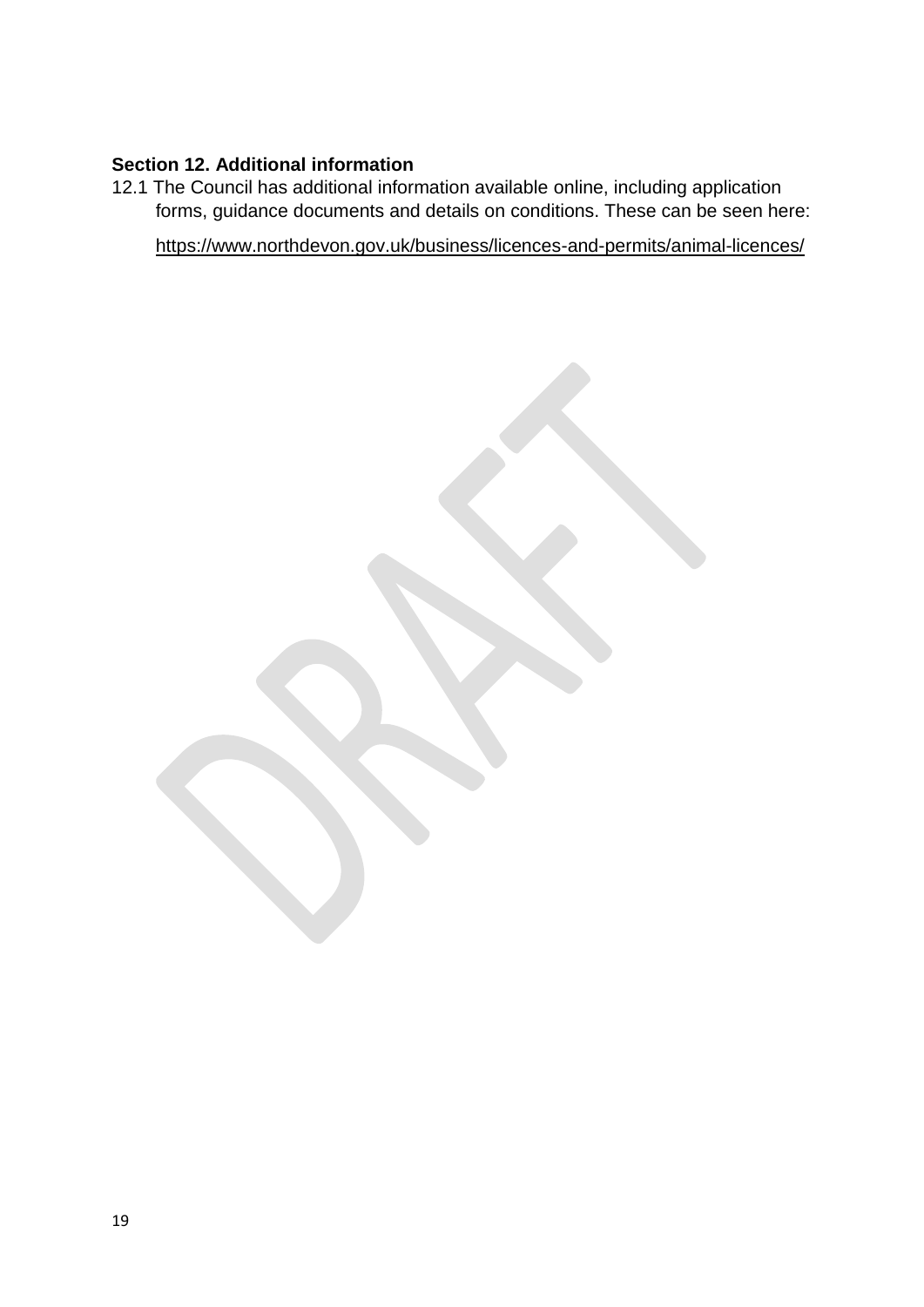**Section 12. Additional information**

12.1 The Council has additional information available online, including application forms, guidance documents and details on conditions. These can be seen here:

https://www.northdevon.gov.uk/business/licences-and-permits/animal-licences/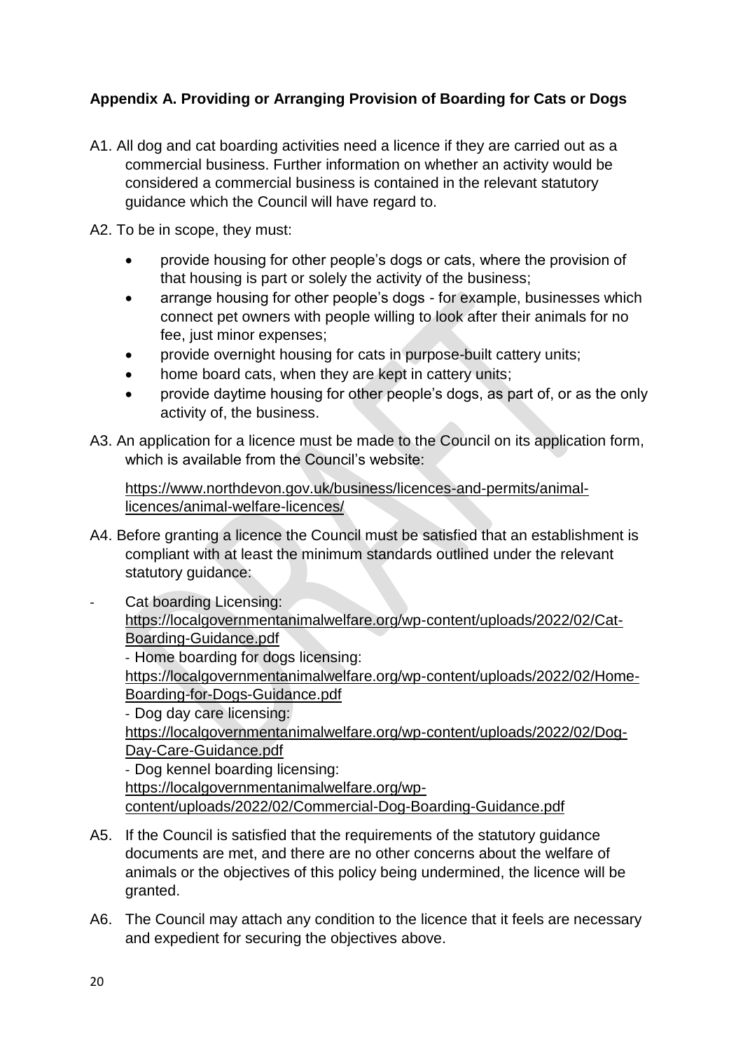## Appendix A. Providing or Arranging Provision of Boarding for Cats or Dogs

A1. All dog and cat boarding activities need a licence if they are carried out as a commercial business. Further information on whether an activity would be considered a commercial business is contained in the relevant statutory guidance which the Council will have regard to.

A2. To be in scope, they must:

- provide housing for other people's dogs or cats, where the provision of that housing is part or solely the activity of the business;
- arrange housing for other people's dogs - for example, businesses which connect pet owners with people willing to look after their animals for no fee, just minor expenses;
- provide overnight housing for cats in purpose-built cattery units;
- home board cats, when they are kept in cattery units;
- provide daytime housing for other people's dogs, as part of, or as the only activity of, the business.

A3. An application for a licence must be made to the Council on its application form, which is available from the Council's website:

https://www.northdevon.gov.uk/business/licences-and-permits/animal-licences/animal-welfare-licences/

A4. Before granting a licence the Council must be satisfied that an establishment is compliant with at least the minimum standards outlined under the relevant statutory guidance:

- Cat boarding Licensing: https://localgovernmentanimalwelfare.org/wp-content/uploads/2022/02/Cat-Boarding-Guidance.pdf
- Home boarding for dogs licensing: https://localgovernmentanimalwelfare.org/wp-content/uploads/2022/02/Home-Boarding-for-Dogs-Guidance.pdf
- Dog day care licensing: https://localgovernmentanimalwelfare.org/wp-content/uploads/2022/02/Dog-Day-Care-Guidance.pdf
- Dog kennel boarding licensing: https://localgovernmentanimalwelfare.org/wp-content/uploads/2022/02/Commercial-Dog-Boarding-Guidance.pdf

A5. If the Council is satisfied that the requirements of the statutory guidance documents are met, and there are no other concerns about the welfare of animals or the objectives of this policy being undermined, the licence will be granted.

A6. The Council may attach any condition to the licence that it feels are necessary and expedient for securing the objectives above.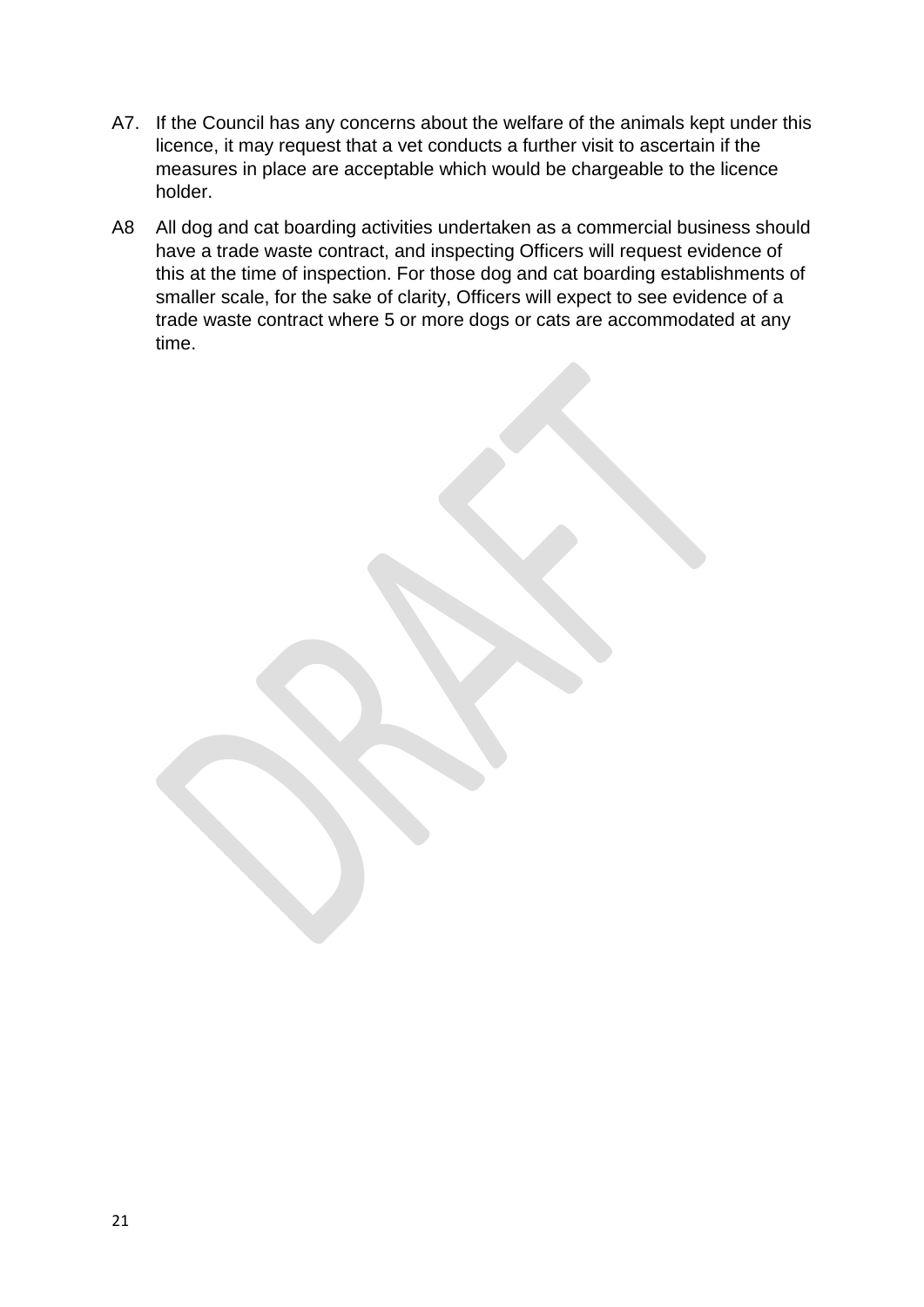A7. If the Council has any concerns about the welfare of the animals kept under this licence, it may request that a vet conducts a further visit to ascertain if the measures in place are acceptable which would be chargeable to the licence holder.

A8 All dog and cat boarding activities undertaken as a commercial business should have a trade waste contract, and inspecting Officers will request evidence of this at the time of inspection. For those dog and cat boarding establishments of smaller scale, for the sake of clarity, Officers will expect to see evidence of a trade waste contract where 5 or more dogs or cats are accommodated at any time.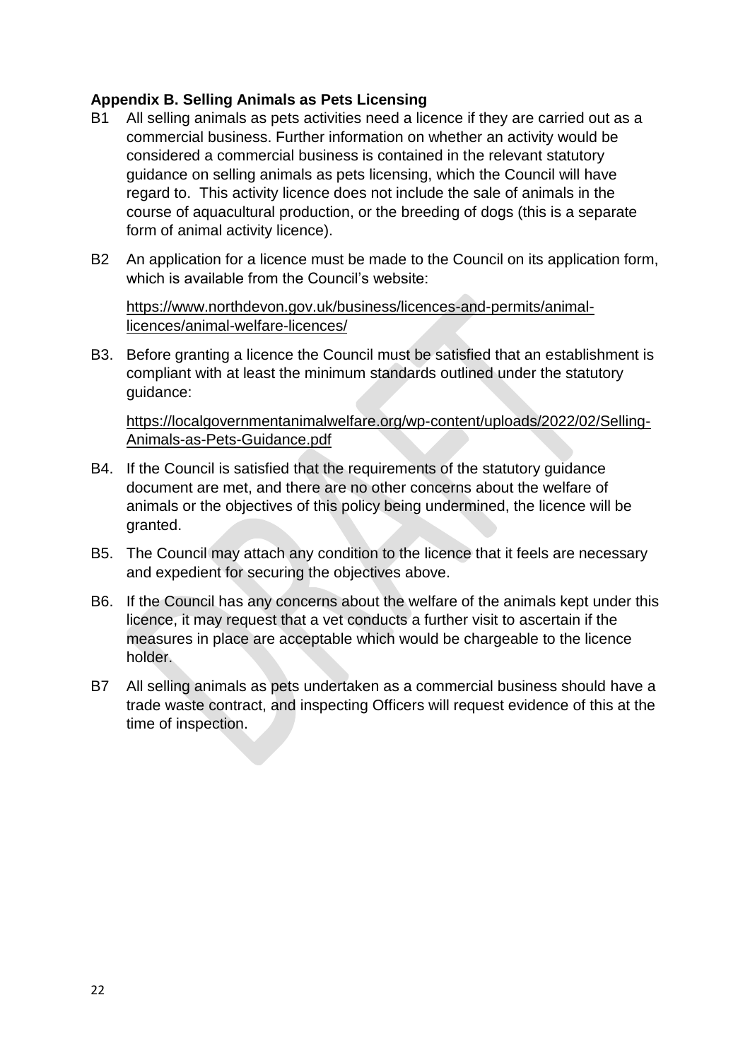**Appendix B. Selling Animals as Pets Licensing**

B1 All selling animals as pets activities need a licence if they are carried out as a commercial business. Further information on whether an activity would be considered a commercial business is contained in the relevant statutory guidance on selling animals as pets licensing, which the Council will have regard to. This activity licence does not include the sale of animals in the course of aquacultural production, or the breeding of dogs (this is a separate form of animal activity licence).

B2 An application for a licence must be made to the Council on its application form, which is available from the Council's website:

https://www.northdevon.gov.uk/business/licences-and-permits/animal-licences/animal-welfare-licences/

B3. Before granting a licence the Council must be satisfied that an establishment is compliant with at least the minimum standards outlined under the statutory guidance:

https://localgovernmentanimalwelfare.org/wp-content/uploads/2022/02/Selling-Animals-as-Pets-Guidance.pdf

B4. If the Council is satisfied that the requirements of the statutory guidance document are met, and there are no other concerns about the welfare of animals or the objectives of this policy being undermined, the licence will be granted.

B5. The Council may attach any condition to the licence that it feels are necessary and expedient for securing the objectives above.

B6. If the Council has any concerns about the welfare of the animals kept under this licence, it may request that a vet conducts a further visit to ascertain if the measures in place are acceptable which would be chargeable to the licence holder.

B7 All selling animals as pets undertaken as a commercial business should have a trade waste contract, and inspecting Officers will request evidence of this at the time of inspection.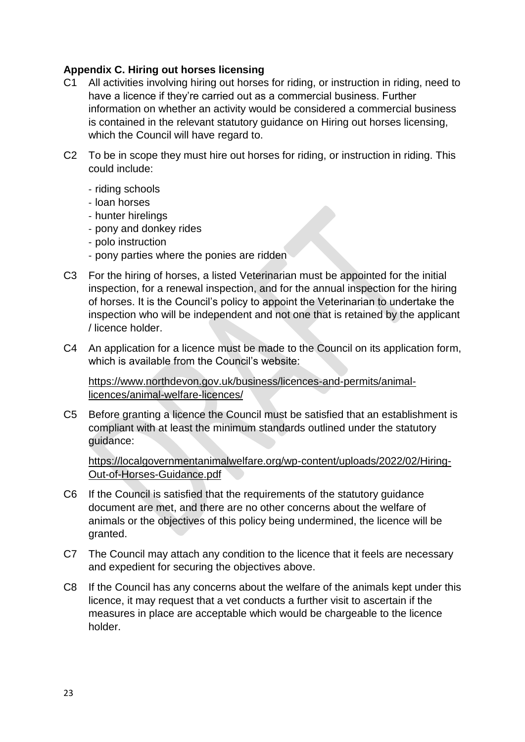**Appendix C. Hiring out horses licensing**

C1 All activities involving hiring out horses for riding, or instruction in riding, need to have a licence if they're carried out as a commercial business. Further information on whether an activity would be considered a commercial business is contained in the relevant statutory guidance on Hiring out horses licensing, which the Council will have regard to.

C2 To be in scope they must hire out horses for riding, or instruction in riding. This could include:

- riding schools
- loan horses
- hunter hirelings
- pony and donkey rides
- polo instruction
- pony parties where the ponies are ridden

C3 For the hiring of horses, a listed Veterinarian must be appointed for the initial inspection, for a renewal inspection, and for the annual inspection for the hiring of horses. It is the Council's policy to appoint the Veterinarian to undertake the inspection who will be independent and not one that is retained by the applicant / licence holder.

C4 An application for a licence must be made to the Council on its application form, which is available from the Council's website:

https://www.northdevon.gov.uk/business/licences-and-permits/animal-licences/animal-welfare-licences/

C5 Before granting a licence the Council must be satisfied that an establishment is compliant with at least the minimum standards outlined under the statutory guidance:

https://localgovernmentanimalwelfare.org/wp-content/uploads/2022/02/Hiring-Out-of-Horses-Guidance.pdf

C6 If the Council is satisfied that the requirements of the statutory guidance document are met, and there are no other concerns about the welfare of animals or the objectives of this policy being undermined, the licence will be granted.

C7 The Council may attach any condition to the licence that it feels are necessary and expedient for securing the objectives above.

C8 If the Council has any concerns about the welfare of the animals kept under this licence, it may request that a vet conducts a further visit to ascertain if the measures in place are acceptable which would be chargeable to the licence holder.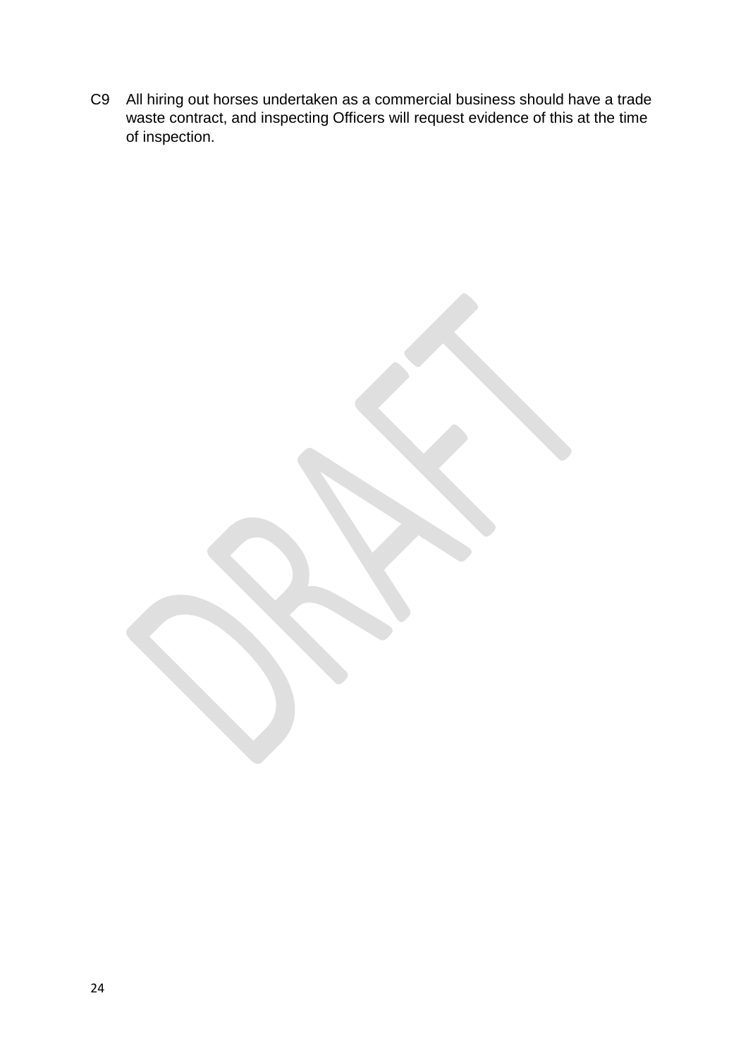C9 All hiring out horses undertaken as a commercial business should have a trade waste contract, and inspecting Officers will request evidence of this at the time of inspection.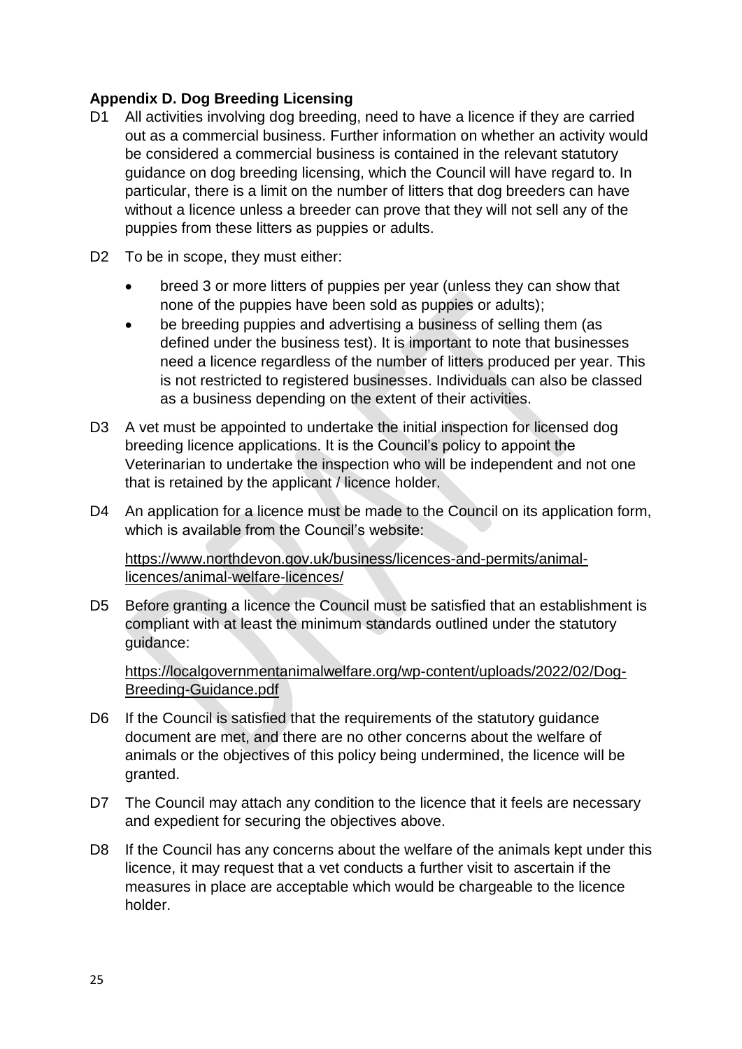**Appendix D. Dog Breeding Licensing**

D1 All activities involving dog breeding, need to have a licence if they are carried out as a commercial business. Further information on whether an activity would be considered a commercial business is contained in the relevant statutory guidance on dog breeding licensing, which the Council will have regard to. In particular, there is a limit on the number of litters that dog breeders can have without a licence unless a breeder can prove that they will not sell any of the puppies from these litters as puppies or adults.

D2 To be in scope, they must either:

- breed 3 or more litters of puppies per year (unless they can show that none of the puppies have been sold as puppies or adults);
- be breeding puppies and advertising a business of selling them (as defined under the business test). It is important to note that businesses need a licence regardless of the number of litters produced per year. This is not restricted to registered businesses. Individuals can also be classed as a business depending on the extent of their activities.

D3 A vet must be appointed to undertake the initial inspection for licensed dog breeding licence applications. It is the Council's policy to appoint the Veterinarian to undertake the inspection who will be independent and not one that is retained by the applicant / licence holder.

D4 An application for a licence must be made to the Council on its application form, which is available from the Council's website:

https://www.northdevon.gov.uk/business/licences-and-permits/animal-licences/animal-welfare-licences/

D5 Before granting a licence the Council must be satisfied that an establishment is compliant with at least the minimum standards outlined under the statutory guidance:

https://localgovernmentanimalwelfare.org/wp-content/uploads/2022/02/Dog-Breeding-Guidance.pdf

D6 If the Council is satisfied that the requirements of the statutory guidance document are met, and there are no other concerns about the welfare of animals or the objectives of this policy being undermined, the licence will be granted.

D7 The Council may attach any condition to the licence that it feels are necessary and expedient for securing the objectives above.

D8 If the Council has any concerns about the welfare of the animals kept under this licence, it may request that a vet conducts a further visit to ascertain if the measures in place are acceptable which would be chargeable to the licence holder.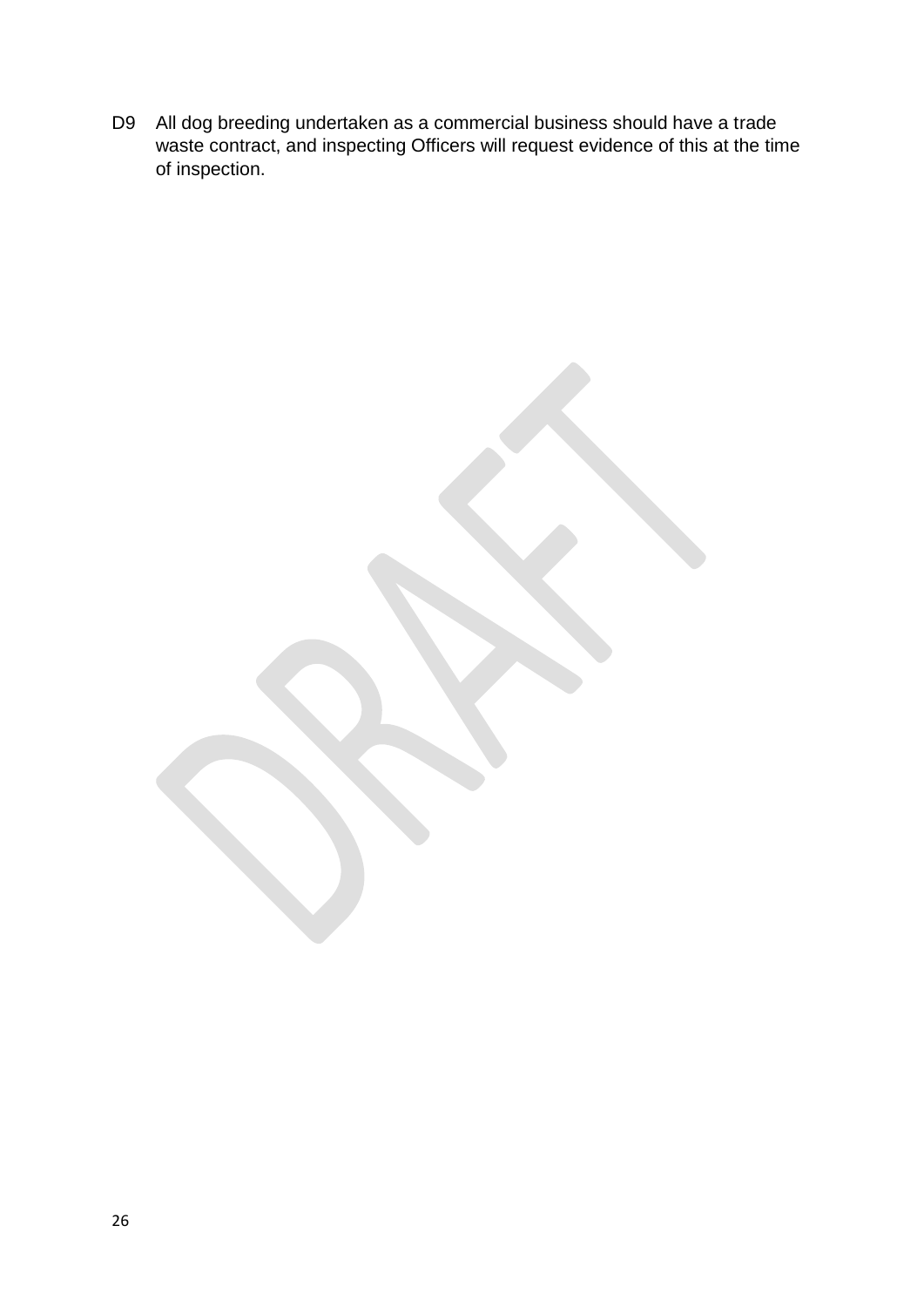D9 All dog breeding undertaken as a commercial business should have a trade waste contract, and inspecting Officers will request evidence of this at the time of inspection.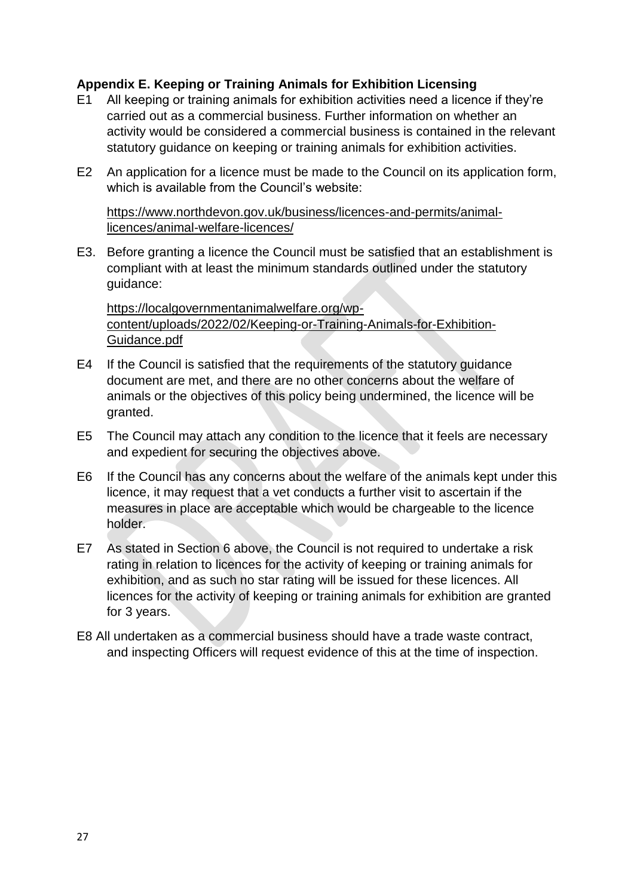### Appendix E. Keeping or Training Animals for Exhibition Licensing

E1 All keeping or training animals for exhibition activities need a licence if they're carried out as a commercial business. Further information on whether an activity would be considered a commercial business is contained in the relevant statutory guidance on keeping or training animals for exhibition activities.

E2 An application for a licence must be made to the Council on its application form, which is available from the Council's website:

https://www.northdevon.gov.uk/business/licences-and-permits/animal-licences/animal-welfare-licences/

E3. Before granting a licence the Council must be satisfied that an establishment is compliant with at least the minimum standards outlined under the statutory guidance:

https://localgovernmentanimalwelfare.org/wp-content/uploads/2022/02/Keeping-or-Training-Animals-for-Exhibition-Guidance.pdf

E4 If the Council is satisfied that the requirements of the statutory guidance document are met, and there are no other concerns about the welfare of animals or the objectives of this policy being undermined, the licence will be granted.

E5 The Council may attach any condition to the licence that it feels are necessary and expedient for securing the objectives above.

E6 If the Council has any concerns about the welfare of the animals kept under this licence, it may request that a vet conducts a further visit to ascertain if the measures in place are acceptable which would be chargeable to the licence holder.

E7 As stated in Section 6 above, the Council is not required to undertake a risk rating in relation to licences for the activity of keeping or training animals for exhibition, and as such no star rating will be issued for these licences. All licences for the activity of keeping or training animals for exhibition are granted for 3 years.

E8 All undertaken as a commercial business should have a trade waste contract, and inspecting Officers will request evidence of this at the time of inspection.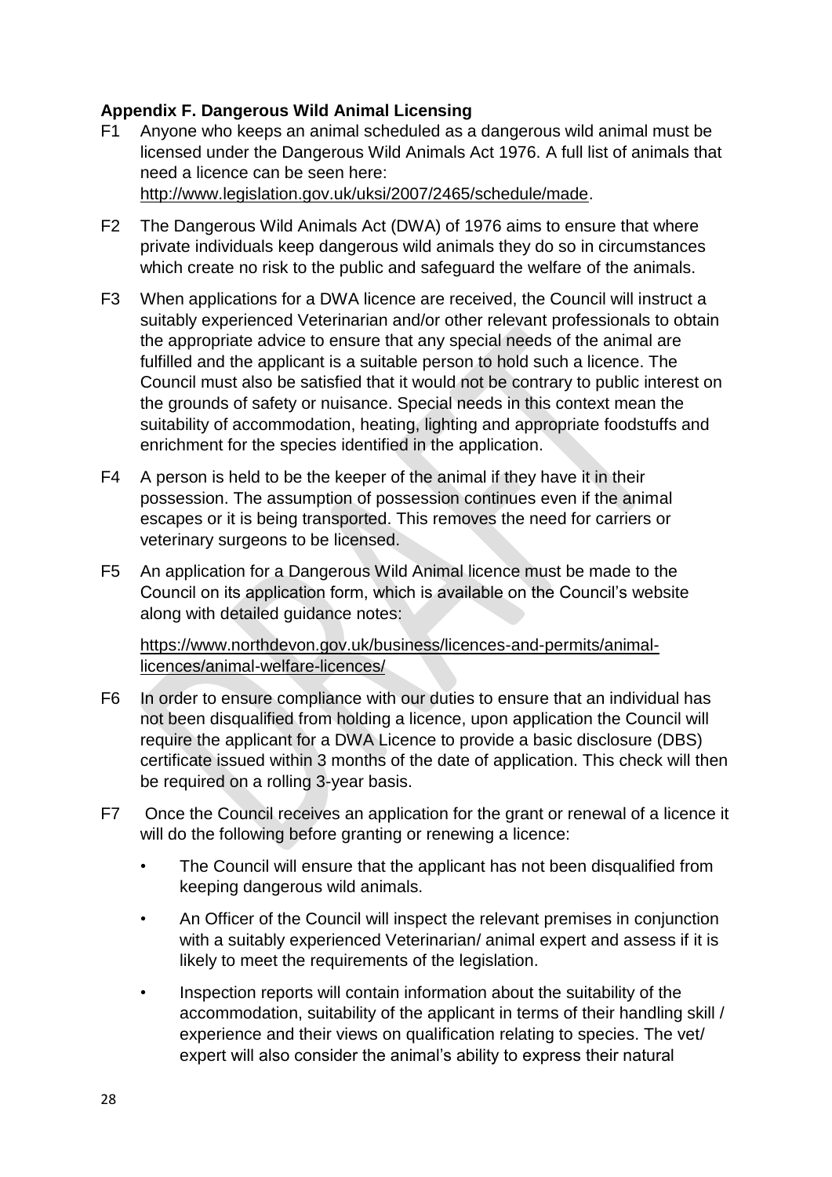### Appendix F. Dangerous Wild Animal Licensing

F1 Anyone who keeps an animal scheduled as a dangerous wild animal must be licensed under the Dangerous Wild Animals Act 1976. A full list of animals that need a licence can be seen here: http://www.legislation.gov.uk/uksi/2007/2465/schedule/made.

F2 The Dangerous Wild Animals Act (DWA) of 1976 aims to ensure that where private individuals keep dangerous wild animals they do so in circumstances which create no risk to the public and safeguard the welfare of the animals.

F3 When applications for a DWA licence are received, the Council will instruct a suitably experienced Veterinarian and/or other relevant professionals to obtain the appropriate advice to ensure that any special needs of the animal are fulfilled and the applicant is a suitable person to hold such a licence. The Council must also be satisfied that it would not be contrary to public interest on the grounds of safety or nuisance. Special needs in this context mean the suitability of accommodation, heating, lighting and appropriate foodstuffs and enrichment for the species identified in the application.

F4 A person is held to be the keeper of the animal if they have it in their possession. The assumption of possession continues even if the animal escapes or it is being transported. This removes the need for carriers or veterinary surgeons to be licensed.

F5 An application for a Dangerous Wild Animal licence must be made to the Council on its application form, which is available on the Council's website along with detailed guidance notes:

https://www.northdevon.gov.uk/business/licences-and-permits/animal-licences/animal-welfare-licences/

F6 In order to ensure compliance with our duties to ensure that an individual has not been disqualified from holding a licence, upon application the Council will require the applicant for a DWA Licence to provide a basic disclosure (DBS) certificate issued within 3 months of the date of application. This check will then be required on a rolling 3-year basis.

F7 Once the Council receives an application for the grant or renewal of a licence it will do the following before granting or renewing a licence:

- The Council will ensure that the applicant has not been disqualified from keeping dangerous wild animals.
- An Officer of the Council will inspect the relevant premises in conjunction with a suitably experienced Veterinarian/ animal expert and assess if it is likely to meet the requirements of the legislation.
- Inspection reports will contain information about the suitability of the accommodation, suitability of the applicant in terms of their handling skill / experience and their views on qualification relating to species. The vet/ expert will also consider the animal's ability to express their natural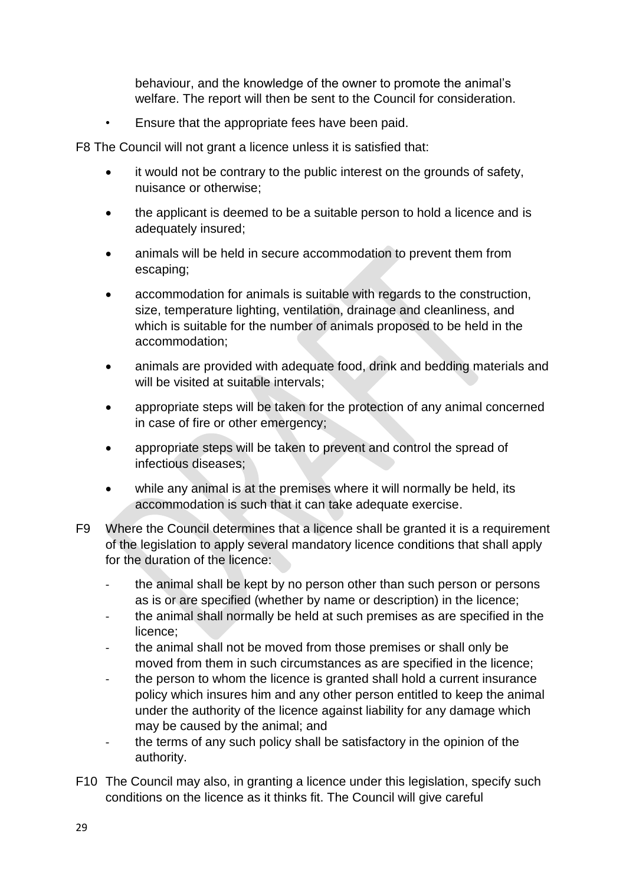behaviour, and the knowledge of the owner to promote the animal's welfare. The report will then be sent to the Council for consideration.

- Ensure that the appropriate fees have been paid.

F8 The Council will not grant a licence unless it is satisfied that:

- it would not be contrary to the public interest on the grounds of safety, nuisance or otherwise;
- the applicant is deemed to be a suitable person to hold a licence and is adequately insured;
- animals will be held in secure accommodation to prevent them from escaping;
- accommodation for animals is suitable with regards to the construction, size, temperature lighting, ventilation, drainage and cleanliness, and which is suitable for the number of animals proposed to be held in the accommodation;
- animals are provided with adequate food, drink and bedding materials and will be visited at suitable intervals;
- appropriate steps will be taken for the protection of any animal concerned in case of fire or other emergency;
- appropriate steps will be taken to prevent and control the spread of infectious diseases;
- while any animal is at the premises where it will normally be held, its accommodation is such that it can take adequate exercise.

F9 Where the Council determines that a licence shall be granted it is a requirement of the legislation to apply several mandatory licence conditions that shall apply for the duration of the licence:

- the animal shall be kept by no person other than such person or persons as is or are specified (whether by name or description) in the licence;
- the animal shall normally be held at such premises as are specified in the licence;
- the animal shall not be moved from those premises or shall only be moved from them in such circumstances as are specified in the licence;
- the person to whom the licence is granted shall hold a current insurance policy which insures him and any other person entitled to keep the animal under the authority of the licence against liability for any damage which may be caused by the animal; and
- the terms of any such policy shall be satisfactory in the opinion of the authority.

F10 The Council may also, in granting a licence under this legislation, specify such conditions on the licence as it thinks fit. The Council will give careful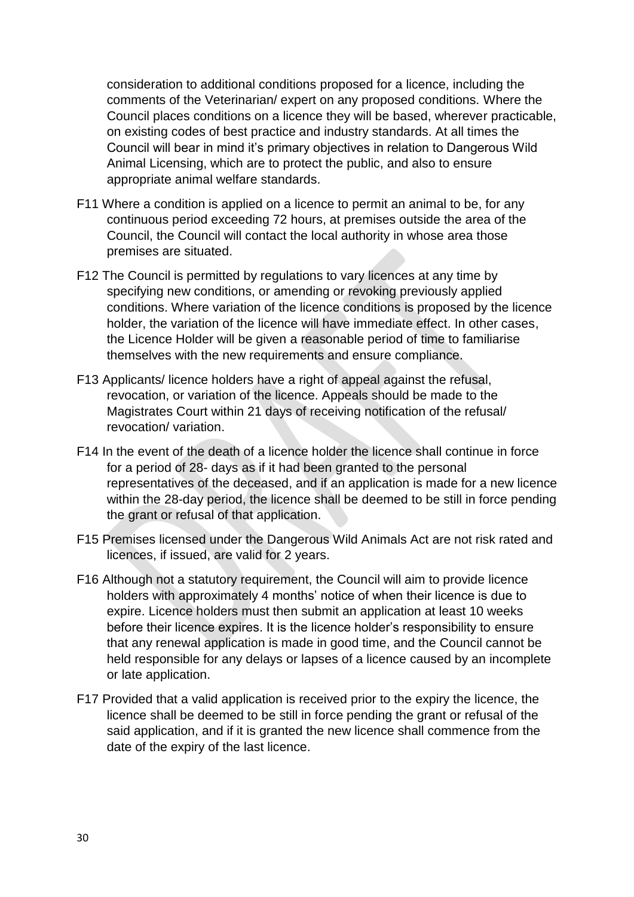consideration to additional conditions proposed for a licence, including the comments of the Veterinarian/ expert on any proposed conditions. Where the Council places conditions on a licence they will be based, wherever practicable, on existing codes of best practice and industry standards. At all times the Council will bear in mind it's primary objectives in relation to Dangerous Wild Animal Licensing, which are to protect the public, and also to ensure appropriate animal welfare standards.

F11 Where a condition is applied on a licence to permit an animal to be, for any continuous period exceeding 72 hours, at premises outside the area of the Council, the Council will contact the local authority in whose area those premises are situated.

F12 The Council is permitted by regulations to vary licences at any time by specifying new conditions, or amending or revoking previously applied conditions. Where variation of the licence conditions is proposed by the licence holder, the variation of the licence will have immediate effect. In other cases, the Licence Holder will be given a reasonable period of time to familiarise themselves with the new requirements and ensure compliance.

F13 Applicants/ licence holders have a right of appeal against the refusal, revocation, or variation of the licence. Appeals should be made to the Magistrates Court within 21 days of receiving notification of the refusal/ revocation/ variation.

F14 In the event of the death of a licence holder the licence shall continue in force for a period of 28- days as if it had been granted to the personal representatives of the deceased, and if an application is made for a new licence within the 28-day period, the licence shall be deemed to be still in force pending the grant or refusal of that application.

F15 Premises licensed under the Dangerous Wild Animals Act are not risk rated and licences, if issued, are valid for 2 years.

F16 Although not a statutory requirement, the Council will aim to provide licence holders with approximately 4 months' notice of when their licence is due to expire. Licence holders must then submit an application at least 10 weeks before their licence expires. It is the licence holder's responsibility to ensure that any renewal application is made in good time, and the Council cannot be held responsible for any delays or lapses of a licence caused by an incomplete or late application.

F17 Provided that a valid application is received prior to the expiry the licence, the licence shall be deemed to be still in force pending the grant or refusal of the said application, and if it is granted the new licence shall commence from the date of the expiry of the last licence.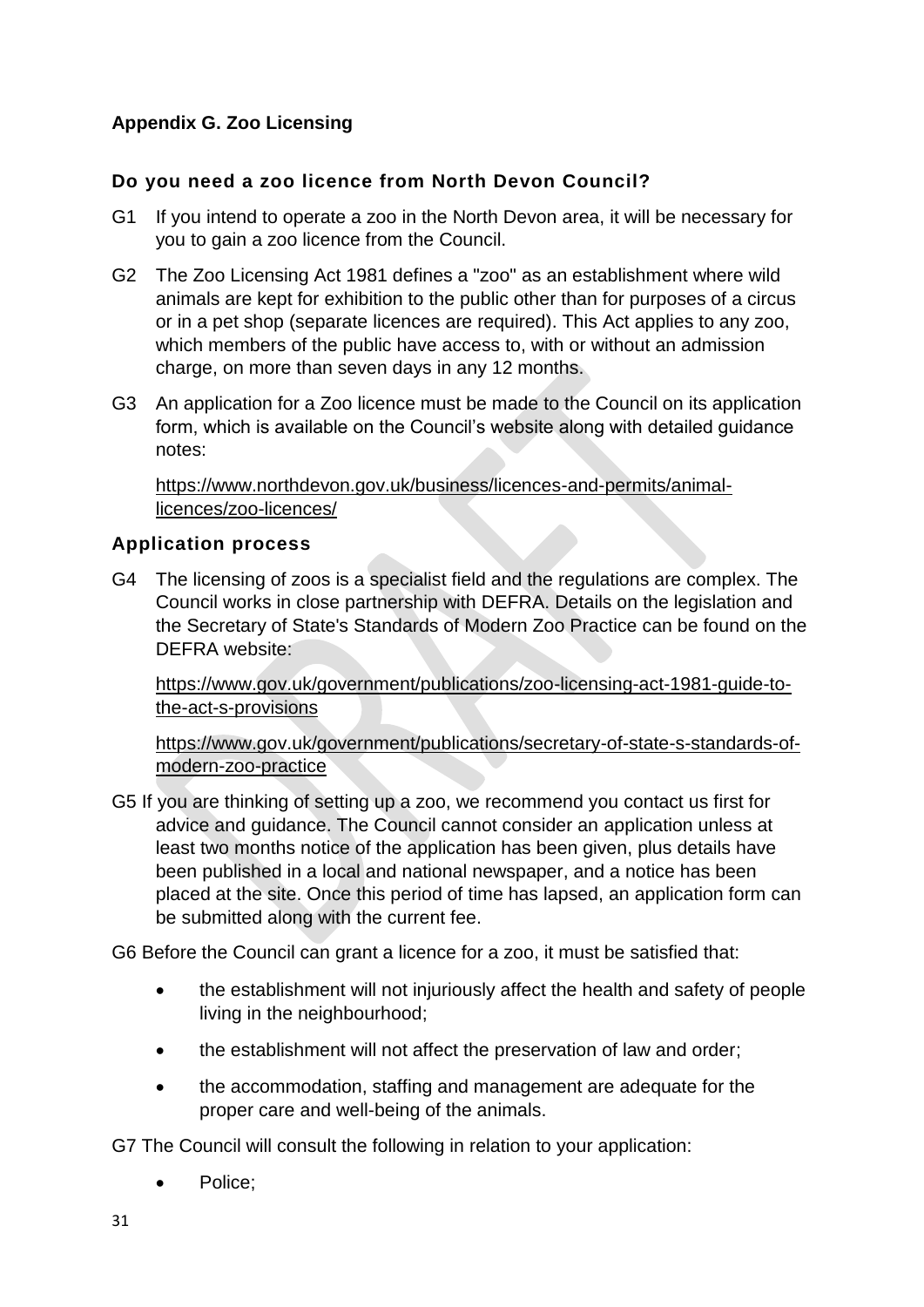## Appendix G. Zoo Licensing

### Do you need a zoo licence from North Devon Council?

G1 If you intend to operate a zoo in the North Devon area, it will be necessary for you to gain a zoo licence from the Council.

G2 The Zoo Licensing Act 1981 defines a "zoo" as an establishment where wild animals are kept for exhibition to the public other than for purposes of a circus or in a pet shop (separate licences are required). This Act applies to any zoo, which members of the public have access to, with or without an admission charge, on more than seven days in any 12 months.

G3 An application for a Zoo licence must be made to the Council on its application form, which is available on the Council's website along with detailed guidance notes:

https://www.northdevon.gov.uk/business/licences-and-permits/animal-licences/zoo-licences/

### Application process

G4 The licensing of zoos is a specialist field and the regulations are complex. The Council works in close partnership with DEFRA. Details on the legislation and the Secretary of State's Standards of Modern Zoo Practice can be found on the DEFRA website:

https://www.gov.uk/government/publications/zoo-licensing-act-1981-guide-to-the-act-s-provisions

https://www.gov.uk/government/publications/secretary-of-state-s-standards-of-modern-zoo-practice

G5 If you are thinking of setting up a zoo, we recommend you contact us first for advice and guidance. The Council cannot consider an application unless at least two months notice of the application has been given, plus details have been published in a local and national newspaper, and a notice has been placed at the site. Once this period of time has lapsed, an application form can be submitted along with the current fee.

G6 Before the Council can grant a licence for a zoo, it must be satisfied that:

- the establishment will not injuriously affect the health and safety of people living in the neighbourhood;
- the establishment will not affect the preservation of law and order;
- the accommodation, staffing and management are adequate for the proper care and well-being of the animals.

G7 The Council will consult the following in relation to your application:

- Police;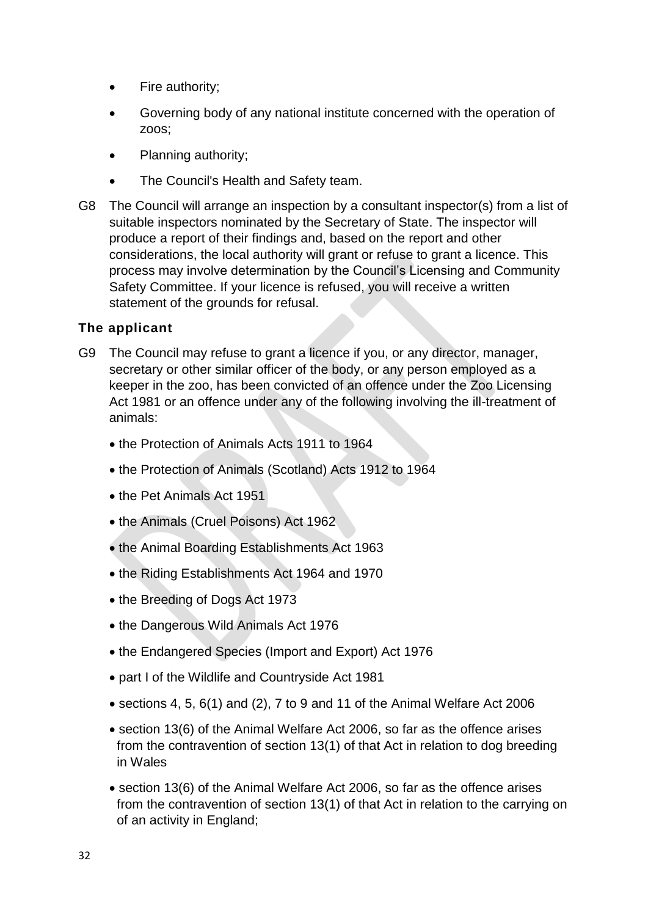- Fire authority;
- Governing body of any national institute concerned with the operation of zoos;
- Planning authority;
- The Council's Health and Safety team.

G8 The Council will arrange an inspection by a consultant inspector(s) from a list of suitable inspectors nominated by the Secretary of State. The inspector will produce a report of their findings and, based on the report and other considerations, the local authority will grant or refuse to grant a licence. This process may involve determination by the Council's Licensing and Community Safety Committee. If your licence is refused, you will receive a written statement of the grounds for refusal.

### The applicant

G9 The Council may refuse to grant a licence if you, or any director, manager, secretary or other similar officer of the body, or any person employed as a keeper in the zoo, has been convicted of an offence under the Zoo Licensing Act 1981 or an offence under any of the following involving the ill-treatment of animals:

- the Protection of Animals Acts 1911 to 1964
- the Protection of Animals (Scotland) Acts 1912 to 1964
- the Pet Animals Act 1951
- the Animals (Cruel Poisons) Act 1962
- the Animal Boarding Establishments Act 1963
- the Riding Establishments Act 1964 and 1970
- the Breeding of Dogs Act 1973
- the Dangerous Wild Animals Act 1976
- the Endangered Species (Import and Export) Act 1976
- part I of the Wildlife and Countryside Act 1981
- sections 4, 5, 6(1) and (2), 7 to 9 and 11 of the Animal Welfare Act 2006
- section 13(6) of the Animal Welfare Act 2006, so far as the offence arises from the contravention of section 13(1) of that Act in relation to dog breeding in Wales
- section 13(6) of the Animal Welfare Act 2006, so far as the offence arises from the contravention of section 13(1) of that Act in relation to the carrying on of an activity in England;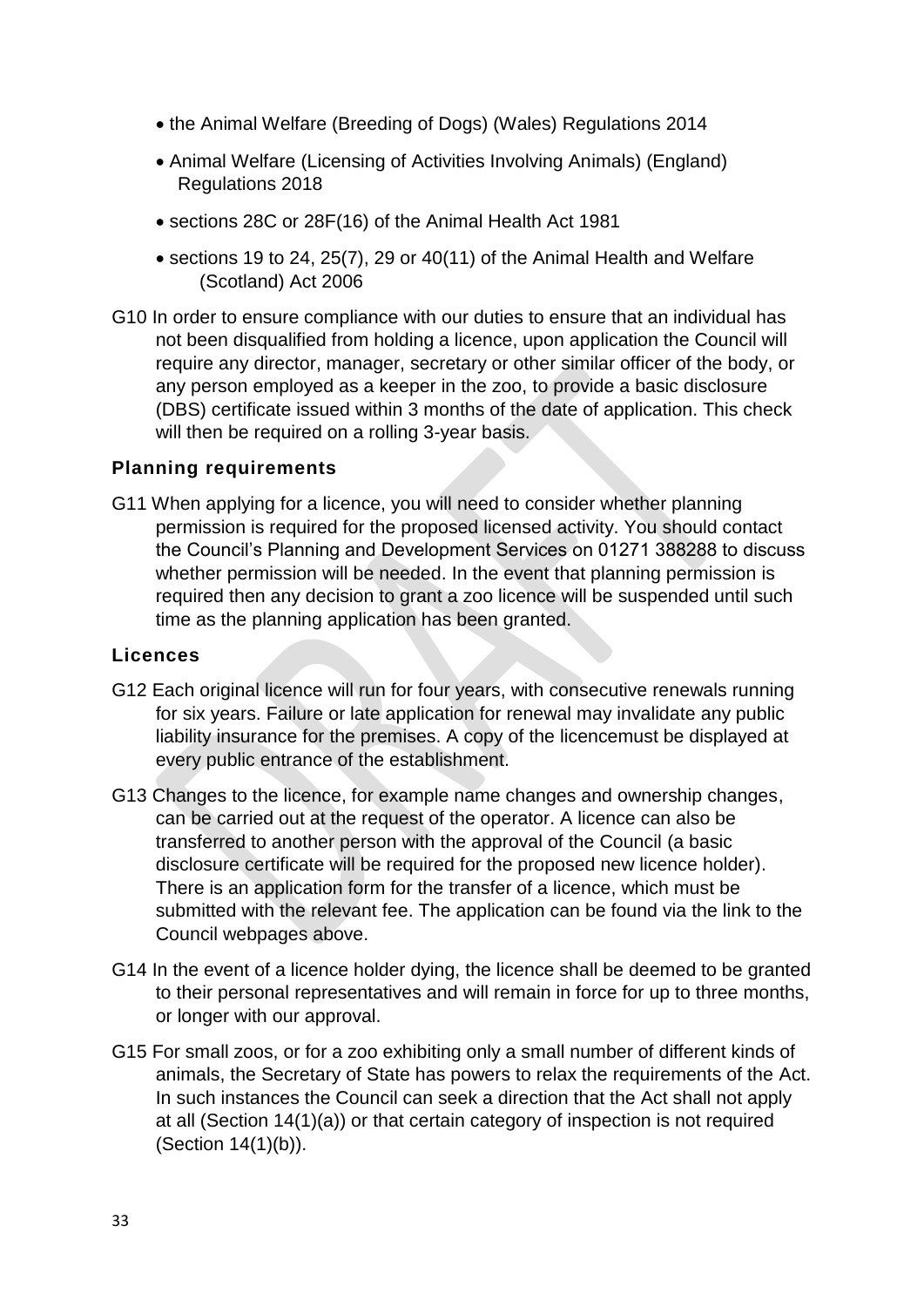- the Animal Welfare (Breeding of Dogs) (Wales) Regulations 2014
- Animal Welfare (Licensing of Activities Involving Animals) (England) Regulations 2018
- sections 28C or 28F(16) of the Animal Health Act 1981
- sections 19 to 24, 25(7), 29 or 40(11) of the Animal Health and Welfare (Scotland) Act 2006

G10 In order to ensure compliance with our duties to ensure that an individual has not been disqualified from holding a licence, upon application the Council will require any director, manager, secretary or other similar officer of the body, or any person employed as a keeper in the zoo, to provide a basic disclosure (DBS) certificate issued within 3 months of the date of application. This check will then be required on a rolling 3-year basis.

### Planning requirements

G11 When applying for a licence, you will need to consider whether planning permission is required for the proposed licensed activity. You should contact the Council's Planning and Development Services on 01271 388288 to discuss whether permission will be needed. In the event that planning permission is required then any decision to grant a zoo licence will be suspended until such time as the planning application has been granted.

### Licences

G12 Each original licence will run for four years, with consecutive renewals running for six years. Failure or late application for renewal may invalidate any public liability insurance for the premises. A copy of the licencemust be displayed at every public entrance of the establishment.

G13 Changes to the licence, for example name changes and ownership changes, can be carried out at the request of the operator. A licence can also be transferred to another person with the approval of the Council (a basic disclosure certificate will be required for the proposed new licence holder). There is an application form for the transfer of a licence, which must be submitted with the relevant fee. The application can be found via the link to the Council webpages above.

G14 In the event of a licence holder dying, the licence shall be deemed to be granted to their personal representatives and will remain in force for up to three months, or longer with our approval.

G15 For small zoos, or for a zoo exhibiting only a small number of different kinds of animals, the Secretary of State has powers to relax the requirements of the Act. In such instances the Council can seek a direction that the Act shall not apply at all (Section 14(1)(a)) or that certain category of inspection is not required (Section 14(1)(b)).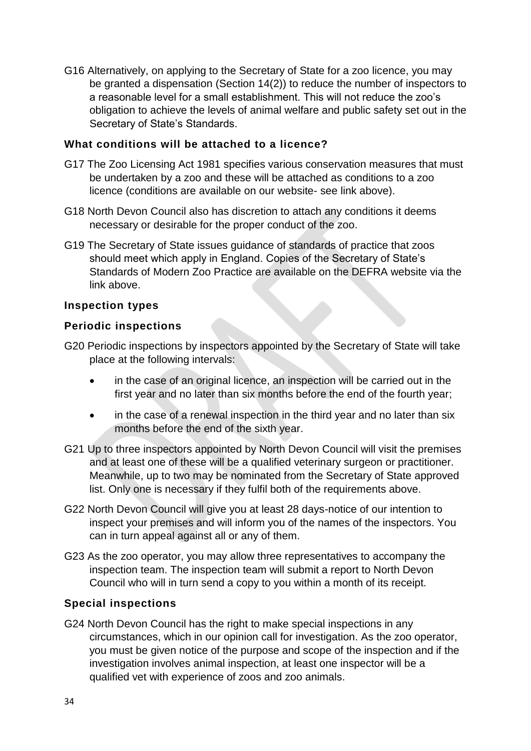G16 Alternatively, on applying to the Secretary of State for a zoo licence, you may be granted a dispensation (Section 14(2)) to reduce the number of inspectors to a reasonable level for a small establishment. This will not reduce the zoo's obligation to achieve the levels of animal welfare and public safety set out in the Secretary of State's Standards.

### What conditions will be attached to a licence?

G17 The Zoo Licensing Act 1981 specifies various conservation measures that must be undertaken by a zoo and these will be attached as conditions to a zoo licence (conditions are available on our website- see link above).

G18 North Devon Council also has discretion to attach any conditions it deems necessary or desirable for the proper conduct of the zoo.

G19 The Secretary of State issues guidance of standards of practice that zoos should meet which apply in England. Copies of the Secretary of State's Standards of Modern Zoo Practice are available on the DEFRA website via the link above.

### Inspection types

### Periodic inspections

G20 Periodic inspections by inspectors appointed by the Secretary of State will take place at the following intervals:

- in the case of an original licence, an inspection will be carried out in the first year and no later than six months before the end of the fourth year;
- in the case of a renewal inspection in the third year and no later than six months before the end of the sixth year.

G21 Up to three inspectors appointed by North Devon Council will visit the premises and at least one of these will be a qualified veterinary surgeon or practitioner. Meanwhile, up to two may be nominated from the Secretary of State approved list. Only one is necessary if they fulfil both of the requirements above.

G22 North Devon Council will give you at least 28 days-notice of our intention to inspect your premises and will inform you of the names of the inspectors. You can in turn appeal against all or any of them.

G23 As the zoo operator, you may allow three representatives to accompany the inspection team. The inspection team will submit a report to North Devon Council who will in turn send a copy to you within a month of its receipt.

### Special inspections

G24 North Devon Council has the right to make special inspections in any circumstances, which in our opinion call for investigation. As the zoo operator, you must be given notice of the purpose and scope of the inspection and if the investigation involves animal inspection, at least one inspector will be a qualified vet with experience of zoos and zoo animals.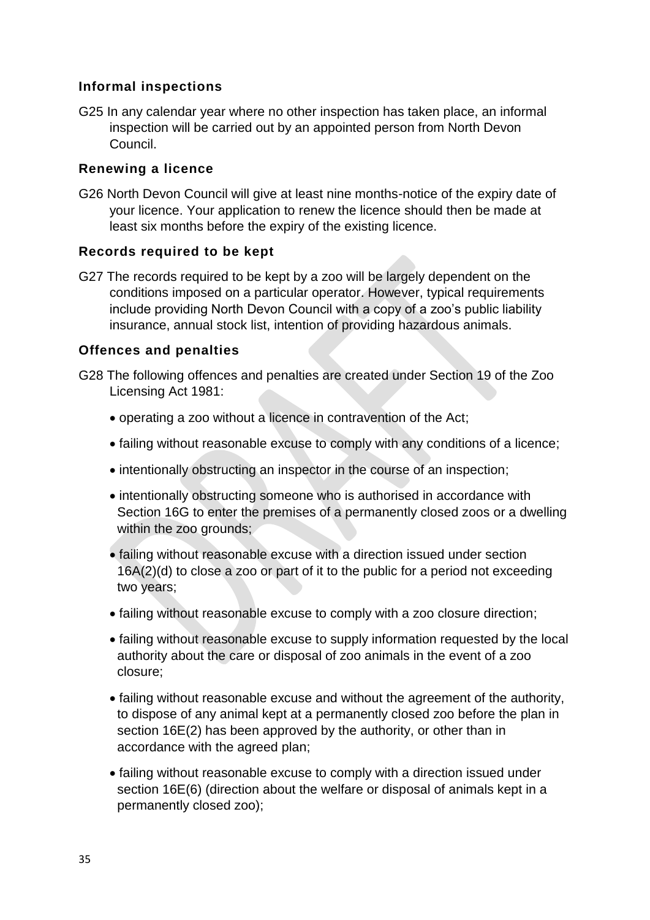### Informal inspections

G25 In any calendar year where no other inspection has taken place, an informal inspection will be carried out by an appointed person from North Devon Council.

### Renewing a licence

G26 North Devon Council will give at least nine months-notice of the expiry date of your licence. Your application to renew the licence should then be made at least six months before the expiry of the existing licence.

### Records required to be kept

G27 The records required to be kept by a zoo will be largely dependent on the conditions imposed on a particular operator. However, typical requirements include providing North Devon Council with a copy of a zoo's public liability insurance, annual stock list, intention of providing hazardous animals.

### Offences and penalties

G28 The following offences and penalties are created under Section 19 of the Zoo Licensing Act 1981:

- operating a zoo without a licence in contravention of the Act;
- failing without reasonable excuse to comply with any conditions of a licence;
- intentionally obstructing an inspector in the course of an inspection;
- intentionally obstructing someone who is authorised in accordance with Section 16G to enter the premises of a permanently closed zoos or a dwelling within the zoo grounds;
- failing without reasonable excuse with a direction issued under section 16A(2)(d) to close a zoo or part of it to the public for a period not exceeding two years;
- failing without reasonable excuse to comply with a zoo closure direction;
- failing without reasonable excuse to supply information requested by the local authority about the care or disposal of zoo animals in the event of a zoo closure;
- failing without reasonable excuse and without the agreement of the authority, to dispose of any animal kept at a permanently closed zoo before the plan in section 16E(2) has been approved by the authority, or other than in accordance with the agreed plan;
- failing without reasonable excuse to comply with a direction issued under section 16E(6) (direction about the welfare or disposal of animals kept in a permanently closed zoo);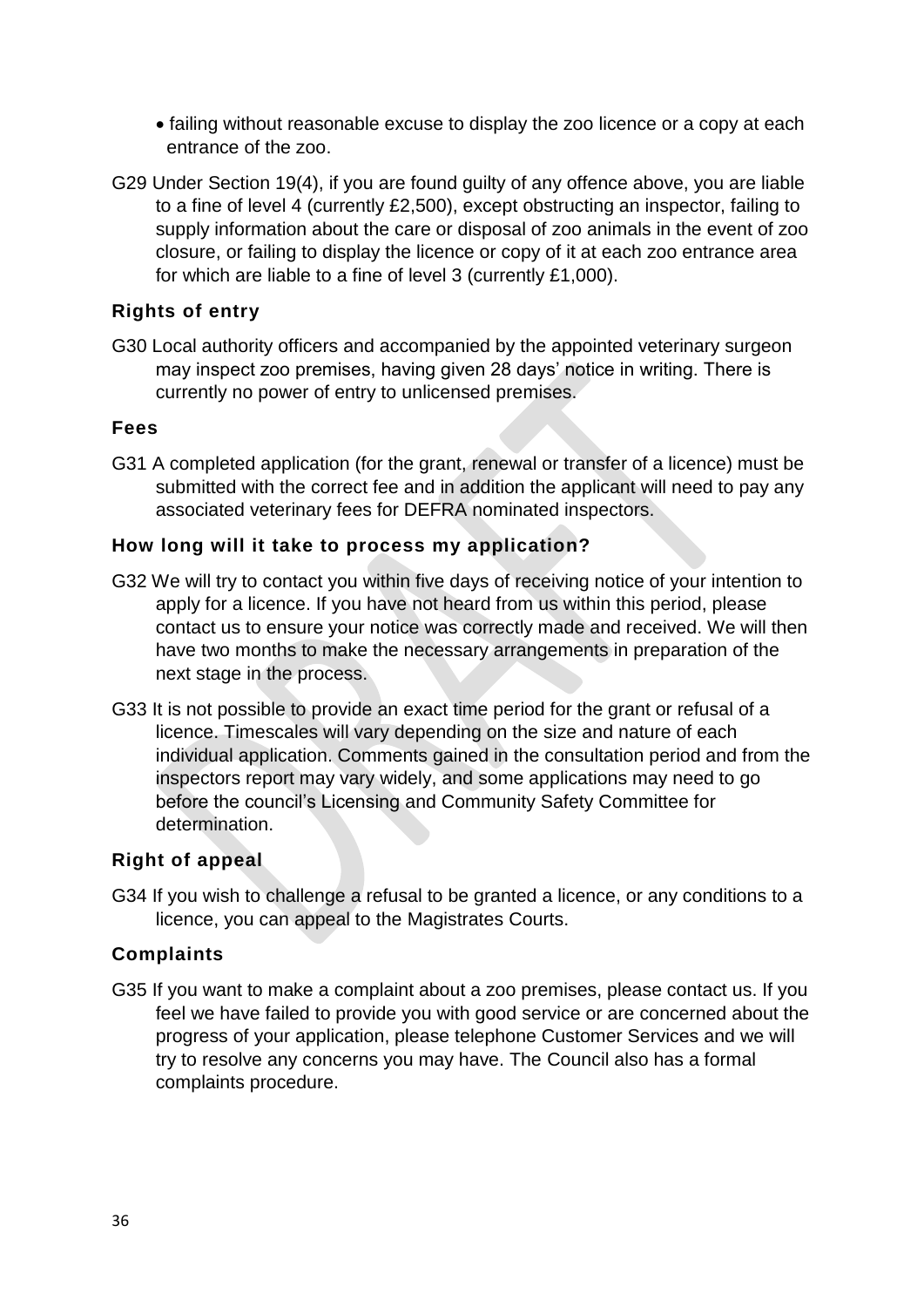- failing without reasonable excuse to display the zoo licence or a copy at each entrance of the zoo.

G29 Under Section 19(4), if you are found guilty of any offence above, you are liable to a fine of level 4 (currently £2,500), except obstructing an inspector, failing to supply information about the care or disposal of zoo animals in the event of zoo closure, or failing to display the licence or copy of it at each zoo entrance area for which are liable to a fine of level 3 (currently £1,000).

### Rights of entry

G30 Local authority officers and accompanied by the appointed veterinary surgeon may inspect zoo premises, having given 28 days' notice in writing. There is currently no power of entry to unlicensed premises.

### Fees

G31 A completed application (for the grant, renewal or transfer of a licence) must be submitted with the correct fee and in addition the applicant will need to pay any associated veterinary fees for DEFRA nominated inspectors.

### How long will it take to process my application?

G32 We will try to contact you within five days of receiving notice of your intention to apply for a licence. If you have not heard from us within this period, please contact us to ensure your notice was correctly made and received. We will then have two months to make the necessary arrangements in preparation of the next stage in the process.

G33 It is not possible to provide an exact time period for the grant or refusal of a licence. Timescales will vary depending on the size and nature of each individual application. Comments gained in the consultation period and from the inspectors report may vary widely, and some applications may need to go before the council's Licensing and Community Safety Committee for determination.

### Right of appeal

G34 If you wish to challenge a refusal to be granted a licence, or any conditions to a licence, you can appeal to the Magistrates Courts.

### Complaints

G35 If you want to make a complaint about a zoo premises, please contact us. If you feel we have failed to provide you with good service or are concerned about the progress of your application, please telephone Customer Services and we will try to resolve any concerns you may have. The Council also has a formal complaints procedure.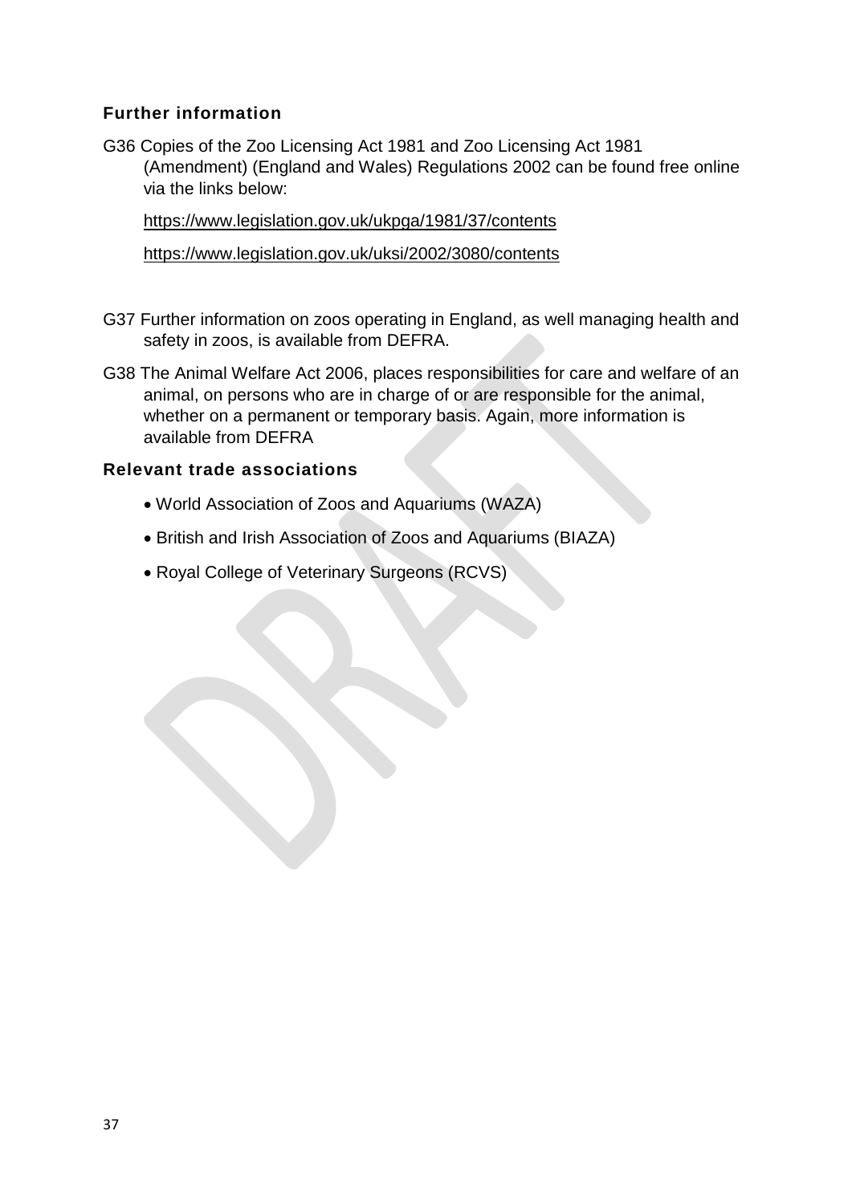## Further information

G36 Copies of the Zoo Licensing Act 1981 and Zoo Licensing Act 1981 (Amendment) (England and Wales) Regulations 2002 can be found free online via the links below:

https://www.legislation.gov.uk/ukpga/1981/37/contents

https://www.legislation.gov.uk/uksi/2002/3080/contents

G37 Further information on zoos operating in England, as well managing health and safety in zoos, is available from DEFRA.

G38 The Animal Welfare Act 2006, places responsibilities for care and welfare of an animal, on persons who are in charge of or are responsible for the animal, whether on a permanent or temporary basis. Again, more information is available from DEFRA

## Relevant trade associations

- World Association of Zoos and Aquariums (WAZA)
- British and Irish Association of Zoos and Aquariums (BIAZA)
- Royal College of Veterinary Surgeons (RCVS)